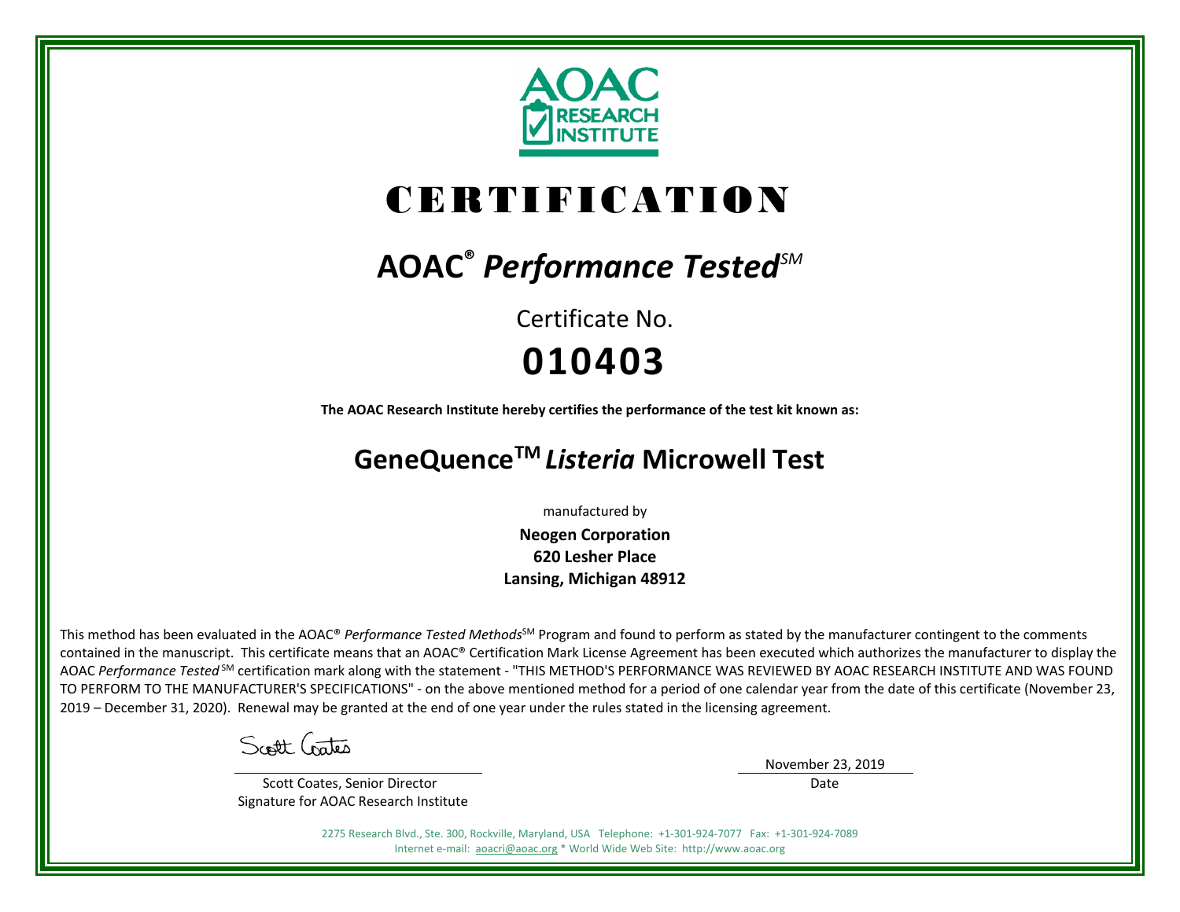AOAC RESEARCH INSTITUTE

# CERTIFICATION

## AOAC® *Performance Tested*SM

Certificate No.

**010403**

**The AOAC Research Institute hereby certifies the performance of the test kit known as:**

## GeneQuenceTM *Listeria* Microwell Test

manufactured by

**Neogen Corporation**
**620 Lesher Place**
**Lansing, Michigan 48912**

This method has been evaluated in the AOAC® *Performance Tested Methods*SM Program and found to perform as stated by the manufacturer contingent to the comments contained in the manuscript. This certificate means that an AOAC® Certification Mark License Agreement has been executed which authorizes the manufacturer to display the AOAC *Performance Tested* SM certification mark along with the statement - "THIS METHOD'S PERFORMANCE WAS REVIEWED BY AOAC RESEARCH INSTITUTE AND WAS FOUND TO PERFORM TO THE MANUFACTURER'S SPECIFICATIONS" - on the above mentioned method for a period of one calendar year from the date of this certificate (November 23, 2019 – December 31, 2020). Renewal may be granted at the end of one year under the rules stated in the licensing agreement.

Scott Coates

Scott Coates, Senior Director
Signature for AOAC Research Institute

November 23, 2019
Date

2275 Research Blvd., Ste. 300, Rockville, Maryland, USA Telephone: +1-301-924-7077 Fax: +1-301-924-7089
Internet e-mail: aoacri@aoac.org * World Wide Web Site: http://www.aoac.org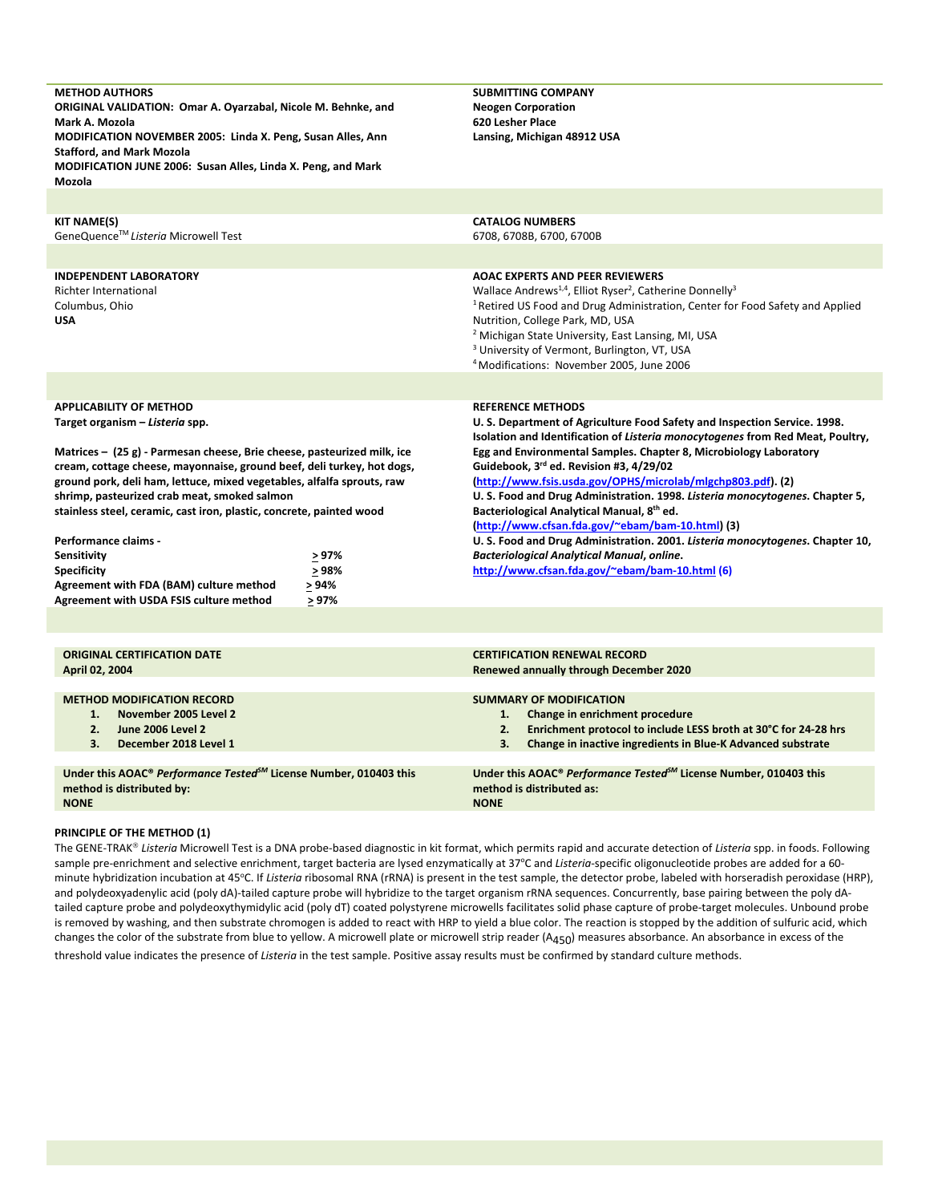**METHOD AUTHORS**
**ORIGINAL VALIDATION: Omar A. Oyarzabal, Nicole M. Behnke, and Mark A. Mozola**
**MODIFICATION NOVEMBER 2005: Linda X. Peng, Susan Alles, Ann Stafford, and Mark Mozola**
**MODIFICATION JUNE 2006: Susan Alles, Linda X. Peng, and Mark Mozola**

**SUBMITTING COMPANY**
**Neogen Corporation**
**620 Lesher Place**
**Lansing, Michigan 48912 USA**

**KIT NAME(S)**
GeneQuence™ *Listeria* Microwell Test

**CATALOG NUMBERS**
6708, 6708B, 6700, 6700B

**INDEPENDENT LABORATORY**
Richter International
Columbus, Ohio
**USA**

**AOAC EXPERTS AND PEER REVIEWERS**
Wallace Andrews[1,4], Elliot Ryser[2], Catherine Donnelly[3]
[1] Retired US Food and Drug Administration, Center for Food Safety and Applied Nutrition, College Park, MD, USA
[2] Michigan State University, East Lansing, MI, USA
[3] University of Vermont, Burlington, VT, USA
[4] Modifications: November 2005, June 2006

**APPLICABILITY OF METHOD**
**Target organism – *Listeria* spp.**

**Matrices – (25 g) - Parmesan cheese, Brie cheese, pasteurized milk, ice cream, cottage cheese, mayonnaise, ground beef, deli turkey, hot dogs, ground pork, deli ham, lettuce, mixed vegetables, alfalfa sprouts, raw shrimp, pasteurized crab meat, smoked salmon**
**stainless steel, ceramic, cast iron, plastic, concrete, painted wood**

**Performance claims -**

| | |
|---|---|
| **Sensitivity** | **≥ 97%** |
| **Specificity** | **≥ 98%** |
| **Agreement with FDA (BAM) culture method** | **≥ 94%** |
| **Agreement with USDA FSIS culture method** | **≥ 97%** |

**REFERENCE METHODS**
**U. S. Department of Agriculture Food Safety and Inspection Service. 1998. Isolation and Identification of *Listeria monocytogenes* from Red Meat, Poultry, Egg and Environmental Samples. Chapter 8, Microbiology Laboratory Guidebook, 3rd ed. Revision #3, 4/29/02 (http://www.fsis.usda.gov/OPHS/microlab/mlgchp803.pdf). (2)**
**U. S. Food and Drug Administration. 1998. *Listeria monocytogenes*. Chapter 5, Bacteriological Analytical Manual, 8th ed. (http://www.cfsan.fda.gov/~ebam/bam-10.html) (3)**
**U. S. Food and Drug Administration. 2001. *Listeria monocytogenes*. Chapter 10, *Bacteriological Analytical Manual*, *online*. http://www.cfsan.fda.gov/~ebam/bam-10.html (6)**

**ORIGINAL CERTIFICATION DATE**
**April 02, 2004**

**CERTIFICATION RENEWAL RECORD**
**Renewed annually through December 2020**

**METHOD MODIFICATION RECORD**
1. **November 2005 Level 2**
2. **June 2006 Level 2**
3. **December 2018 Level 1**

**SUMMARY OF MODIFICATION**
1. **Change in enrichment procedure**
2. **Enrichment protocol to include LESS broth at 30°C for 24-28 hrs**
3. **Change in inactive ingredients in Blue-K Advanced substrate**

**Under this AOAC® *Performance Tested*SM License Number, 010403 this method is distributed by:**
**NONE**

**Under this AOAC® *Performance Tested*SM License Number, 010403 this method is distributed as:**
**NONE**

**PRINCIPLE OF THE METHOD (1)**

The GENE-TRAK® *Listeria* Microwell Test is a DNA probe-based diagnostic in kit format, which permits rapid and accurate detection of *Listeria* spp. in foods. Following sample pre-enrichment and selective enrichment, target bacteria are lysed enzymatically at 37°C and *Listeria*-specific oligonucleotide probes are added for a 60-minute hybridization incubation at 45°C. If *Listeria* ribosomal RNA (rRNA) is present in the test sample, the detector probe, labeled with horseradish peroxidase (HRP), and polydeoxyadenylic acid (poly dA)-tailed capture probe will hybridize to the target organism rRNA sequences. Concurrently, base pairing between the poly dA-tailed capture probe and polydeoxythymidylic acid (poly dT) coated polystyrene microwells facilitates solid phase capture of probe-target molecules. Unbound probe is removed by washing, and then substrate chromogen is added to react with HRP to yield a blue color. The reaction is stopped by the addition of sulfuric acid, which changes the color of the substrate from blue to yellow. A microwell plate or microwell strip reader ($A_{450}$) measures absorbance. An absorbance in excess of the threshold value indicates the presence of *Listeria* in the test sample. Positive assay results must be confirmed by standard culture methods.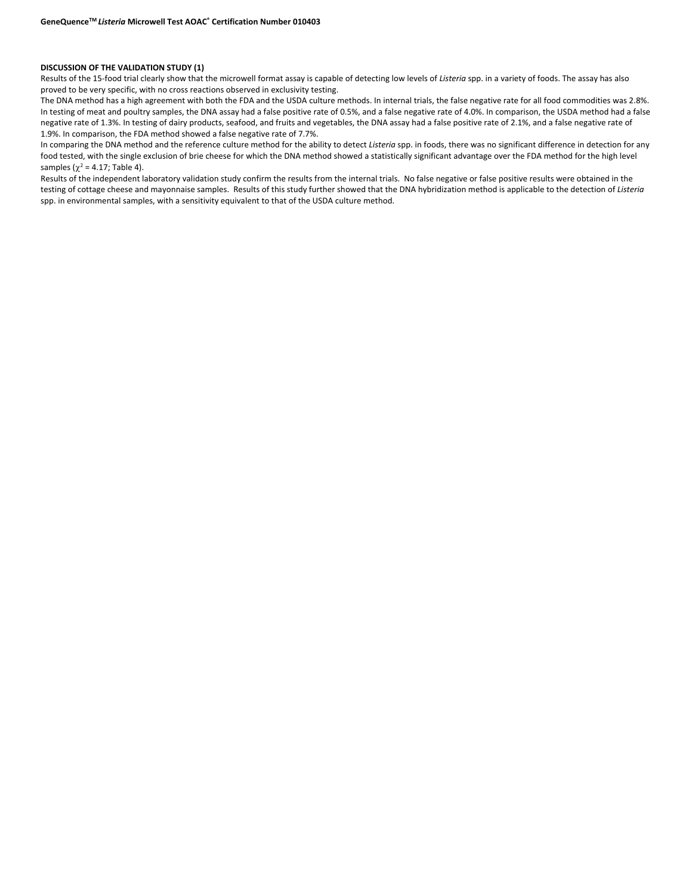**DISCUSSION OF THE VALIDATION STUDY (1)**

Results of the 15-food trial clearly show that the microwell format assay is capable of detecting low levels of *Listeria* spp. in a variety of foods. The assay has also proved to be very specific, with no cross reactions observed in exclusivity testing.

The DNA method has a high agreement with both the FDA and the USDA culture methods. In internal trials, the false negative rate for all food commodities was 2.8%. In testing of meat and poultry samples, the DNA assay had a false positive rate of 0.5%, and a false negative rate of 4.0%. In comparison, the USDA method had a false negative rate of 1.3%. In testing of dairy products, seafood, and fruits and vegetables, the DNA assay had a false positive rate of 2.1%, and a false negative rate of 1.9%. In comparison, the FDA method showed a false negative rate of 7.7%.

In comparing the DNA method and the reference culture method for the ability to detect *Listeria* spp. in foods, there was no significant difference in detection for any food tested, with the single exclusion of brie cheese for which the DNA method showed a statistically significant advantage over the FDA method for the high level samples ($\chi^2$ = 4.17; Table 4).

Results of the independent laboratory validation study confirm the results from the internal trials. No false negative or false positive results were obtained in the testing of cottage cheese and mayonnaise samples. Results of this study further showed that the DNA hybridization method is applicable to the detection of *Listeria* spp. in environmental samples, with a sensitivity equivalent to that of the USDA culture method.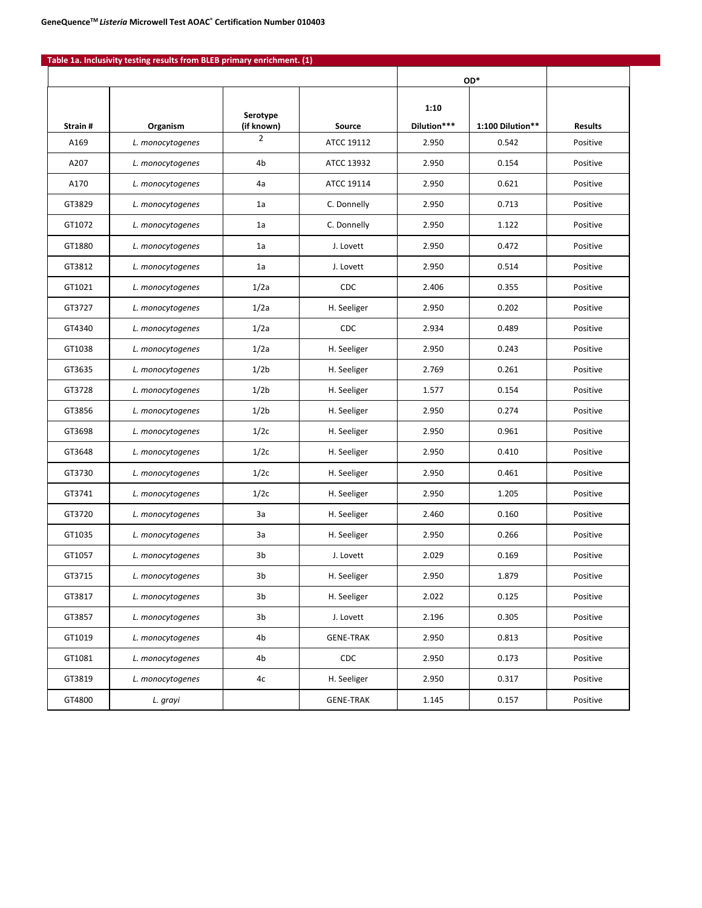## Table 1a. Inclusivity testing results from BLEB primary enrichment. (1)

| Strain # | Organism | Serotype (if known) | Source | OD* 1:10 Dilution*** | OD* 1:100 Dilution** | Results |
|---|---|---|---|---|---|---|
| A169 | *L. monocytogenes* | 2 | ATCC 19112 | 2.950 | 0.542 | Positive |
| A207 | *L. monocytogenes* | 4b | ATCC 13932 | 2.950 | 0.154 | Positive |
| A170 | *L. monocytogenes* | 4a | ATCC 19114 | 2.950 | 0.621 | Positive |
| GT3829 | *L. monocytogenes* | 1a | C. Donnelly | 2.950 | 0.713 | Positive |
| GT1072 | *L. monocytogenes* | 1a | C. Donnelly | 2.950 | 1.122 | Positive |
| GT1880 | *L. monocytogenes* | 1a | J. Lovett | 2.950 | 0.472 | Positive |
| GT3812 | *L. monocytogenes* | 1a | J. Lovett | 2.950 | 0.514 | Positive |
| GT1021 | *L. monocytogenes* | 1/2a | CDC | 2.406 | 0.355 | Positive |
| GT3727 | *L. monocytogenes* | 1/2a | H. Seeliger | 2.950 | 0.202 | Positive |
| GT4340 | *L. monocytogenes* | 1/2a | CDC | 2.934 | 0.489 | Positive |
| GT1038 | *L. monocytogenes* | 1/2a | H. Seeliger | 2.950 | 0.243 | Positive |
| GT3635 | *L. monocytogenes* | 1/2b | H. Seeliger | 2.769 | 0.261 | Positive |
| GT3728 | *L. monocytogenes* | 1/2b | H. Seeliger | 1.577 | 0.154 | Positive |
| GT3856 | *L. monocytogenes* | 1/2b | H. Seeliger | 2.950 | 0.274 | Positive |
| GT3698 | *L. monocytogenes* | 1/2c | H. Seeliger | 2.950 | 0.961 | Positive |
| GT3648 | *L. monocytogenes* | 1/2c | H. Seeliger | 2.950 | 0.410 | Positive |
| GT3730 | *L. monocytogenes* | 1/2c | H. Seeliger | 2.950 | 0.461 | Positive |
| GT3741 | *L. monocytogenes* | 1/2c | H. Seeliger | 2.950 | 1.205 | Positive |
| GT3720 | *L. monocytogenes* | 3a | H. Seeliger | 2.460 | 0.160 | Positive |
| GT1035 | *L. monocytogenes* | 3a | H. Seeliger | 2.950 | 0.266 | Positive |
| GT1057 | *L. monocytogenes* | 3b | J. Lovett | 2.029 | 0.169 | Positive |
| GT3715 | *L. monocytogenes* | 3b | H. Seeliger | 2.950 | 1.879 | Positive |
| GT3817 | *L. monocytogenes* | 3b | H. Seeliger | 2.022 | 0.125 | Positive |
| GT3857 | *L. monocytogenes* | 3b | J. Lovett | 2.196 | 0.305 | Positive |
| GT1019 | *L. monocytogenes* | 4b | GENE-TRAK | 2.950 | 0.813 | Positive |
| GT1081 | *L. monocytogenes* | 4b | CDC | 2.950 | 0.173 | Positive |
| GT3819 | *L. monocytogenes* | 4c | H. Seeliger | 2.950 | 0.317 | Positive |
| GT4800 | *L. grayi* | | GENE-TRAK | 1.145 | 0.157 | Positive |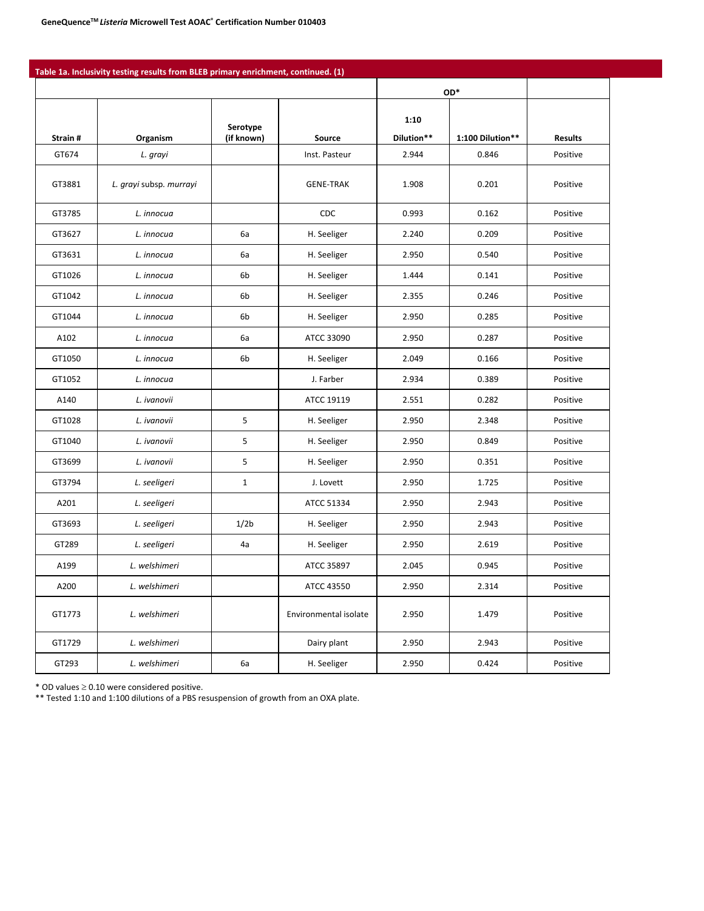**Table 1a. Inclusivity testing results from BLEB primary enrichment, continued. (1)**

| Strain # | Organism | Serotype (if known) | Source | OD* 1:10 Dilution** | OD* 1:100 Dilution** | Results |
|---|---|---|---|---|---|---|
| GT674 | *L. grayi* | | Inst. Pasteur | 2.944 | 0.846 | Positive |
| GT3881 | *L. grayi* subsp. *murrayi* | | GENE-TRAK | 1.908 | 0.201 | Positive |
| GT3785 | *L. innocua* | | CDC | 0.993 | 0.162 | Positive |
| GT3627 | *L. innocua* | 6a | H. Seeliger | 2.240 | 0.209 | Positive |
| GT3631 | *L. innocua* | 6a | H. Seeliger | 2.950 | 0.540 | Positive |
| GT1026 | *L. innocua* | 6b | H. Seeliger | 1.444 | 0.141 | Positive |
| GT1042 | *L. innocua* | 6b | H. Seeliger | 2.355 | 0.246 | Positive |
| GT1044 | *L. innocua* | 6b | H. Seeliger | 2.950 | 0.285 | Positive |
| A102 | *L. innocua* | 6a | ATCC 33090 | 2.950 | 0.287 | Positive |
| GT1050 | *L. innocua* | 6b | H. Seeliger | 2.049 | 0.166 | Positive |
| GT1052 | *L. innocua* | | J. Farber | 2.934 | 0.389 | Positive |
| A140 | *L. ivanovii* | | ATCC 19119 | 2.551 | 0.282 | Positive |
| GT1028 | *L. ivanovii* | 5 | H. Seeliger | 2.950 | 2.348 | Positive |
| GT1040 | *L. ivanovii* | 5 | H. Seeliger | 2.950 | 0.849 | Positive |
| GT3699 | *L. ivanovii* | 5 | H. Seeliger | 2.950 | 0.351 | Positive |
| GT3794 | *L. seeligeri* | 1 | J. Lovett | 2.950 | 1.725 | Positive |
| A201 | *L. seeligeri* | | ATCC 51334 | 2.950 | 2.943 | Positive |
| GT3693 | *L. seeligeri* | 1/2b | H. Seeliger | 2.950 | 2.943 | Positive |
| GT289 | *L. seeligeri* | 4a | H. Seeliger | 2.950 | 2.619 | Positive |
| A199 | *L. welshimeri* | | ATCC 35897 | 2.045 | 0.945 | Positive |
| A200 | *L. welshimeri* | | ATCC 43550 | 2.950 | 2.314 | Positive |
| GT1773 | *L. welshimeri* | | Environmental isolate | 2.950 | 1.479 | Positive |
| GT1729 | *L. welshimeri* | | Dairy plant | 2.950 | 2.943 | Positive |
| GT293 | *L. welshimeri* | 6a | H. Seeliger | 2.950 | 0.424 | Positive |

\* OD values $\geq$ 0.10 were considered positive.
\*\* Tested 1:10 and 1:100 dilutions of a PBS resuspension of growth from an OXA plate.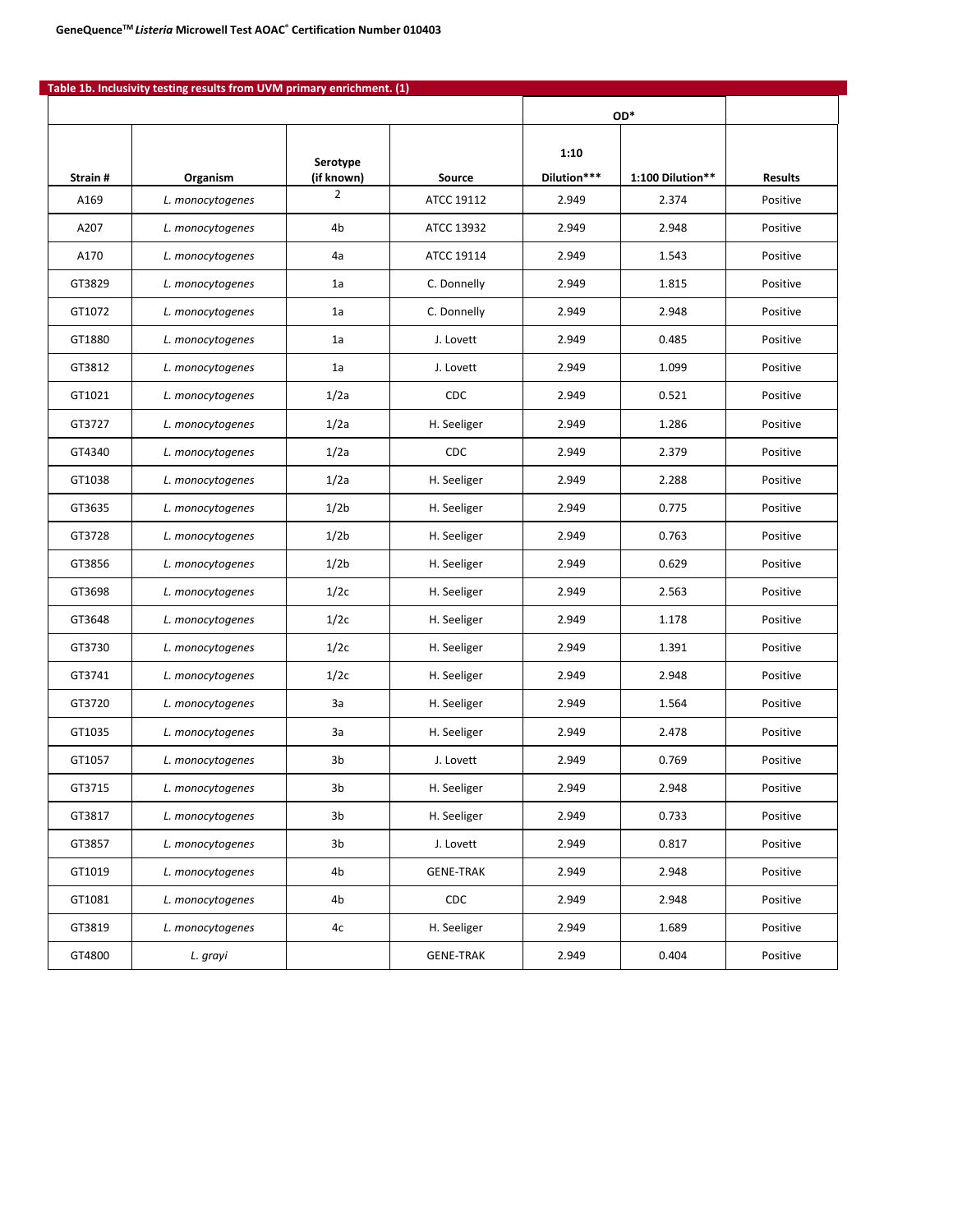**Table 1b. Inclusivity testing results from UVM primary enrichment. (1)**

| | | | | OD* | | |
|---|---|---|---|---|---|---|
| **Strain #** | **Organism** | **Serotype (if known)** | **Source** | **1:10 Dilution*** ** | **1:100 Dilution**** | **Results** |
| A169 | *L. monocytogenes* | 2 | ATCC 19112 | 2.949 | 2.374 | Positive |
| A207 | *L. monocytogenes* | 4b | ATCC 13932 | 2.949 | 2.948 | Positive |
| A170 | *L. monocytogenes* | 4a | ATCC 19114 | 2.949 | 1.543 | Positive |
| GT3829 | *L. monocytogenes* | 1a | C. Donnelly | 2.949 | 1.815 | Positive |
| GT1072 | *L. monocytogenes* | 1a | C. Donnelly | 2.949 | 2.948 | Positive |
| GT1880 | *L. monocytogenes* | 1a | J. Lovett | 2.949 | 0.485 | Positive |
| GT3812 | *L. monocytogenes* | 1a | J. Lovett | 2.949 | 1.099 | Positive |
| GT1021 | *L. monocytogenes* | 1/2a | CDC | 2.949 | 0.521 | Positive |
| GT3727 | *L. monocytogenes* | 1/2a | H. Seeliger | 2.949 | 1.286 | Positive |
| GT4340 | *L. monocytogenes* | 1/2a | CDC | 2.949 | 2.379 | Positive |
| GT1038 | *L. monocytogenes* | 1/2a | H. Seeliger | 2.949 | 2.288 | Positive |
| GT3635 | *L. monocytogenes* | 1/2b | H. Seeliger | 2.949 | 0.775 | Positive |
| GT3728 | *L. monocytogenes* | 1/2b | H. Seeliger | 2.949 | 0.763 | Positive |
| GT3856 | *L. monocytogenes* | 1/2b | H. Seeliger | 2.949 | 0.629 | Positive |
| GT3698 | *L. monocytogenes* | 1/2c | H. Seeliger | 2.949 | 2.563 | Positive |
| GT3648 | *L. monocytogenes* | 1/2c | H. Seeliger | 2.949 | 1.178 | Positive |
| GT3730 | *L. monocytogenes* | 1/2c | H. Seeliger | 2.949 | 1.391 | Positive |
| GT3741 | *L. monocytogenes* | 1/2c | H. Seeliger | 2.949 | 2.948 | Positive |
| GT3720 | *L. monocytogenes* | 3a | H. Seeliger | 2.949 | 1.564 | Positive |
| GT1035 | *L. monocytogenes* | 3a | H. Seeliger | 2.949 | 2.478 | Positive |
| GT1057 | *L. monocytogenes* | 3b | J. Lovett | 2.949 | 0.769 | Positive |
| GT3715 | *L. monocytogenes* | 3b | H. Seeliger | 2.949 | 2.948 | Positive |
| GT3817 | *L. monocytogenes* | 3b | H. Seeliger | 2.949 | 0.733 | Positive |
| GT3857 | *L. monocytogenes* | 3b | J. Lovett | 2.949 | 0.817 | Positive |
| GT1019 | *L. monocytogenes* | 4b | GENE-TRAK | 2.949 | 2.948 | Positive |
| GT1081 | *L. monocytogenes* | 4b | CDC | 2.949 | 2.948 | Positive |
| GT3819 | *L. monocytogenes* | 4c | H. Seeliger | 2.949 | 1.689 | Positive |
| GT4800 | *L. grayi* | | GENE-TRAK | 2.949 | 0.404 | Positive |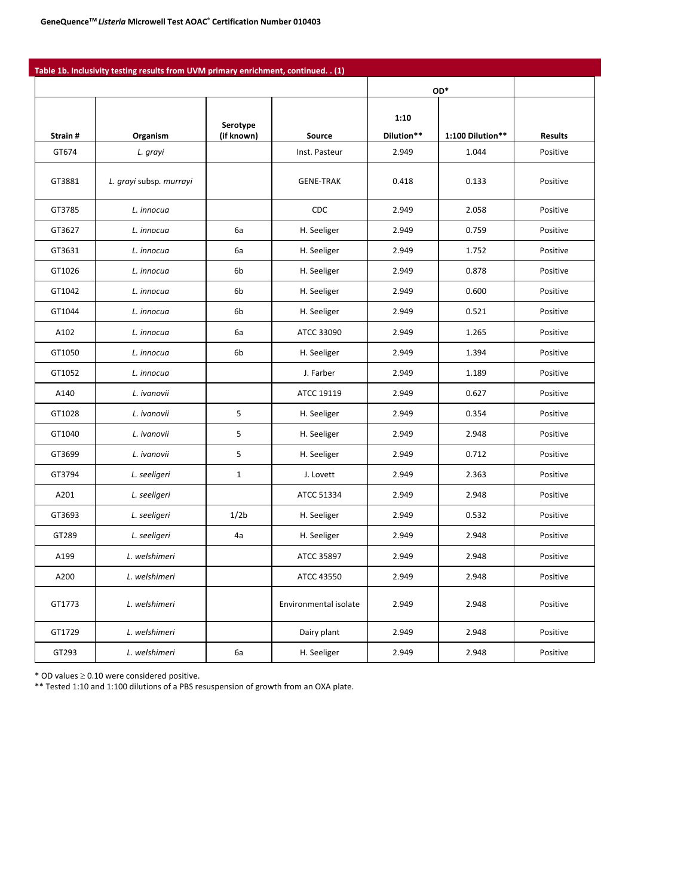GeneQuence™ *Listeria* Microwell Test AOAC® Certification Number 010403

**Table 1b. Inclusivity testing results from UVM primary enrichment, continued. . (1)**

| Strain # | Organism | Serotype (if known) | Source | OD* 1:10 Dilution** | 1:100 Dilution** | Results |
|---|---|---|---|---|---|---|
| GT674 | *L. grayi* | | Inst. Pasteur | 2.949 | 1.044 | Positive |
| GT3881 | *L. grayi* subsp. *murrayi* | | GENE-TRAK | 0.418 | 0.133 | Positive |
| GT3785 | *L. innocua* | | CDC | 2.949 | 2.058 | Positive |
| GT3627 | *L. innocua* | 6a | H. Seeliger | 2.949 | 0.759 | Positive |
| GT3631 | *L. innocua* | 6a | H. Seeliger | 2.949 | 1.752 | Positive |
| GT1026 | *L. innocua* | 6b | H. Seeliger | 2.949 | 0.878 | Positive |
| GT1042 | *L. innocua* | 6b | H. Seeliger | 2.949 | 0.600 | Positive |
| GT1044 | *L. innocua* | 6b | H. Seeliger | 2.949 | 0.521 | Positive |
| A102 | *L. innocua* | 6a | ATCC 33090 | 2.949 | 1.265 | Positive |
| GT1050 | *L. innocua* | 6b | H. Seeliger | 2.949 | 1.394 | Positive |
| GT1052 | *L. innocua* | | J. Farber | 2.949 | 1.189 | Positive |
| A140 | *L. ivanovii* | | ATCC 19119 | 2.949 | 0.627 | Positive |
| GT1028 | *L. ivanovii* | 5 | H. Seeliger | 2.949 | 0.354 | Positive |
| GT1040 | *L. ivanovii* | 5 | H. Seeliger | 2.949 | 2.948 | Positive |
| GT3699 | *L. ivanovii* | 5 | H. Seeliger | 2.949 | 0.712 | Positive |
| GT3794 | *L. seeligeri* | 1 | J. Lovett | 2.949 | 2.363 | Positive |
| A201 | *L. seeligeri* | | ATCC 51334 | 2.949 | 2.948 | Positive |
| GT3693 | *L. seeligeri* | 1/2b | H. Seeliger | 2.949 | 0.532 | Positive |
| GT289 | *L. seeligeri* | 4a | H. Seeliger | 2.949 | 2.948 | Positive |
| A199 | *L. welshimeri* | | ATCC 35897 | 2.949 | 2.948 | Positive |
| A200 | *L. welshimeri* | | ATCC 43550 | 2.949 | 2.948 | Positive |
| GT1773 | *L. welshimeri* | | Environmental isolate | 2.949 | 2.948 | Positive |
| GT1729 | *L. welshimeri* | | Dairy plant | 2.949 | 2.948 | Positive |
| GT293 | *L. welshimeri* | 6a | H. Seeliger | 2.949 | 2.948 | Positive |

\* OD values ≥ 0.10 were considered positive.
\*\* Tested 1:10 and 1:100 dilutions of a PBS resuspension of growth from an OXA plate.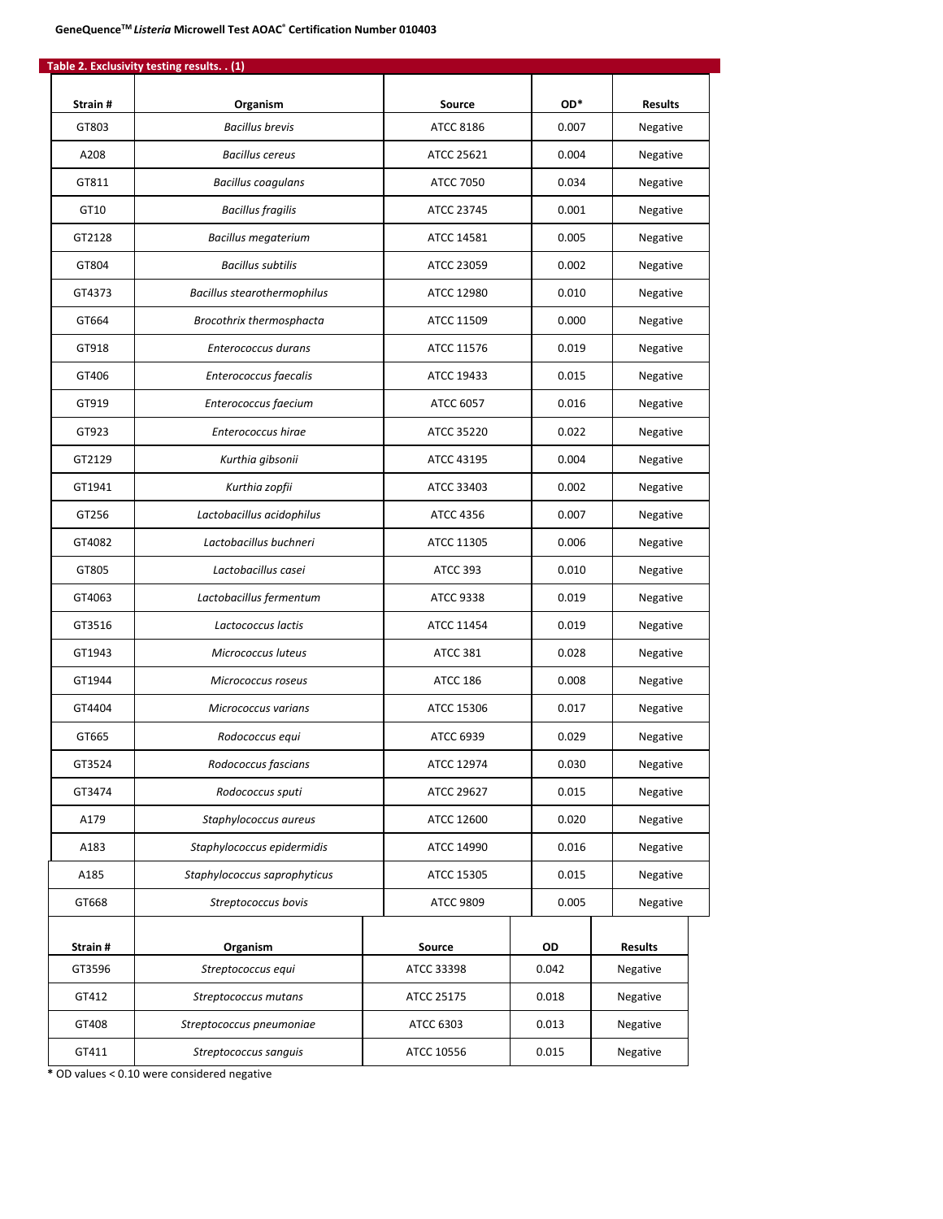**Table 2. Exclusivity testing results. . (1)**

| Strain # | Organism | Source | OD* | Results |
|---|---|---|---|---|
| GT803 | *Bacillus brevis* | ATCC 8186 | 0.007 | Negative |
| A208 | *Bacillus cereus* | ATCC 25621 | 0.004 | Negative |
| GT811 | *Bacillus coagulans* | ATCC 7050 | 0.034 | Negative |
| GT10 | *Bacillus fragilis* | ATCC 23745 | 0.001 | Negative |
| GT2128 | *Bacillus megaterium* | ATCC 14581 | 0.005 | Negative |
| GT804 | *Bacillus subtilis* | ATCC 23059 | 0.002 | Negative |
| GT4373 | *Bacillus stearothermophilus* | ATCC 12980 | 0.010 | Negative |
| GT664 | *Brocothrix thermosphacta* | ATCC 11509 | 0.000 | Negative |
| GT918 | *Enterococcus durans* | ATCC 11576 | 0.019 | Negative |
| GT406 | *Enterococcus faecalis* | ATCC 19433 | 0.015 | Negative |
| GT919 | *Enterococcus faecium* | ATCC 6057 | 0.016 | Negative |
| GT923 | *Enterococcus hirae* | ATCC 35220 | 0.022 | Negative |
| GT2129 | *Kurthia gibsonii* | ATCC 43195 | 0.004 | Negative |
| GT1941 | *Kurthia zopfii* | ATCC 33403 | 0.002 | Negative |
| GT256 | *Lactobacillus acidophilus* | ATCC 4356 | 0.007 | Negative |
| GT4082 | *Lactobacillus buchneri* | ATCC 11305 | 0.006 | Negative |
| GT805 | *Lactobacillus casei* | ATCC 393 | 0.010 | Negative |
| GT4063 | *Lactobacillus fermentum* | ATCC 9338 | 0.019 | Negative |
| GT3516 | *Lactococcus lactis* | ATCC 11454 | 0.019 | Negative |
| GT1943 | *Micrococcus luteus* | ATCC 381 | 0.028 | Negative |
| GT1944 | *Micrococcus roseus* | ATCC 186 | 0.008 | Negative |
| GT4404 | *Micrococcus varians* | ATCC 15306 | 0.017 | Negative |
| GT665 | *Rodococcus equi* | ATCC 6939 | 0.029 | Negative |
| GT3524 | *Rodococcus fascians* | ATCC 12974 | 0.030 | Negative |
| GT3474 | *Rodococcus sputi* | ATCC 29627 | 0.015 | Negative |
| A179 | *Staphylococcus aureus* | ATCC 12600 | 0.020 | Negative |
| A183 | *Staphylococcus epidermidis* | ATCC 14990 | 0.016 | Negative |
| A185 | *Staphylococcus saprophyticus* | ATCC 15305 | 0.015 | Negative |
| GT668 | *Streptococcus bovis* | ATCC 9809 | 0.005 | Negative |
| GT3596 | *Streptococcus equi* | ATCC 33398 | 0.042 | Negative |
| GT412 | *Streptococcus mutans* | ATCC 25175 | 0.018 | Negative |
| GT408 | *Streptococcus pneumoniae* | ATCC 6303 | 0.013 | Negative |
| GT411 | *Streptococcus sanguis* | ATCC 10556 | 0.015 | Negative |

* OD values < 0.10 were considered negative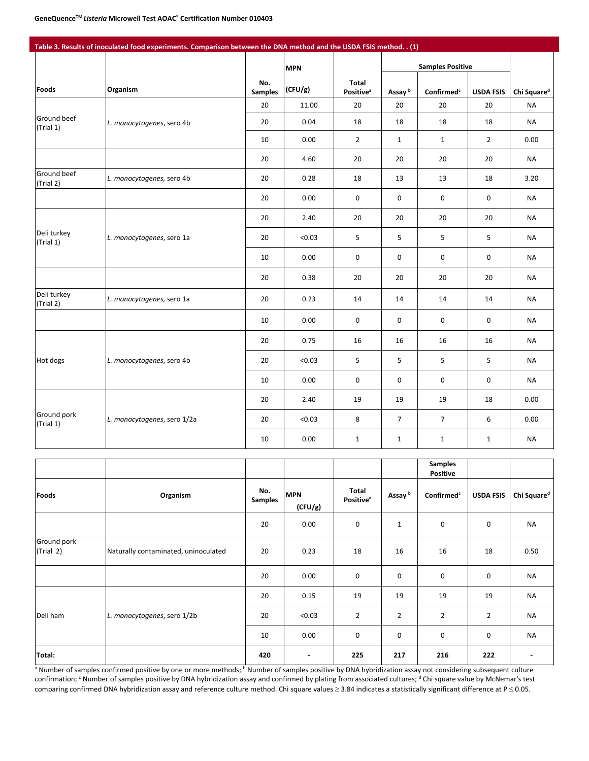GeneQuence™ *Listeria* Microwell Test AOAC® Certification Number 010403

**Table 3. Results of inoculated food experiments. Comparison between the DNA method and the USDA FSIS method. . (1)**

| Foods | Organism | No. Samples | MPN (CFU/g) | Total Positive[a] | Samples Positive: Assay [b] | Samples Positive: Confirmed[c] | Samples Positive: USDA FSIS | Chi Square[d] |
|---|---|---|---|---|---|---|---|---|
| Ground beef (Trial 1) | *L. monocytogenes*, sero 4b | 20 | 11.00 | 20 | 20 | 20 | 20 | NA |
| | | 20 | 0.04 | 18 | 18 | 18 | 18 | NA |
| | | 10 | 0.00 | 2 | 1 | 1 | 2 | 0.00 |
| Ground beef (Trial 2) | *L. monocytogenes*, sero 4b | 20 | 4.60 | 20 | 20 | 20 | 20 | NA |
| | | 20 | 0.28 | 18 | 13 | 13 | 18 | 3.20 |
| | | 20 | 0.00 | 0 | 0 | 0 | 0 | NA |
| Deli turkey (Trial 1) | *L. monocytogenes*, sero 1a | 20 | 2.40 | 20 | 20 | 20 | 20 | NA |
| | | 20 | <0.03 | 5 | 5 | 5 | 5 | NA |
| | | 10 | 0.00 | 0 | 0 | 0 | 0 | NA |
| Deli turkey (Trial 2) | *L. monocytogenes*, sero 1a | 20 | 0.38 | 20 | 20 | 20 | 20 | NA |
| | | 20 | 0.23 | 14 | 14 | 14 | 14 | NA |
| | | 10 | 0.00 | 0 | 0 | 0 | 0 | NA |
| Hot dogs | *L. monocytogenes*, sero 4b | 20 | 0.75 | 16 | 16 | 16 | 16 | NA |
| | | 20 | <0.03 | 5 | 5 | 5 | 5 | NA |
| | | 10 | 0.00 | 0 | 0 | 0 | 0 | NA |
| Ground pork (Trial 1) | *L. monocytogenes*, sero 1/2a | 20 | 2.40 | 19 | 19 | 19 | 18 | 0.00 |
| | | 20 | <0.03 | 8 | 7 | 7 | 6 | 0.00 |
| | | 10 | 0.00 | 1 | 1 | 1 | 1 | NA |
| Ground pork (Trial 2) | Naturally contaminated, uninoculated | 20 | 0.00 | 0 | 1 | 0 | 0 | NA |
| | | 20 | 0.23 | 18 | 16 | 16 | 18 | 0.50 |
| | | 20 | 0.00 | 0 | 0 | 0 | 0 | NA |
| Deli ham | *L. monocytogenes*, sero 1/2b | 20 | 0.15 | 19 | 19 | 19 | 19 | NA |
| | | 20 | <0.03 | 2 | 2 | 2 | 2 | NA |
| | | 10 | 0.00 | 0 | 0 | 0 | 0 | NA |
| **Total:** | | **420** | **-** | **225** | **217** | **216** | **222** | **-** |

[a] Number of samples confirmed positive by one or more methods; [b] Number of samples positive by DNA hybridization assay not considering subsequent culture confirmation; [c] Number of samples positive by DNA hybridization assay and confirmed by plating from associated cultures; [d] Chi square value by McNemar's test comparing confirmed DNA hybridization assay and reference culture method. Chi square values ≥ 3.84 indicates a statistically significant difference at P ≤ 0.05.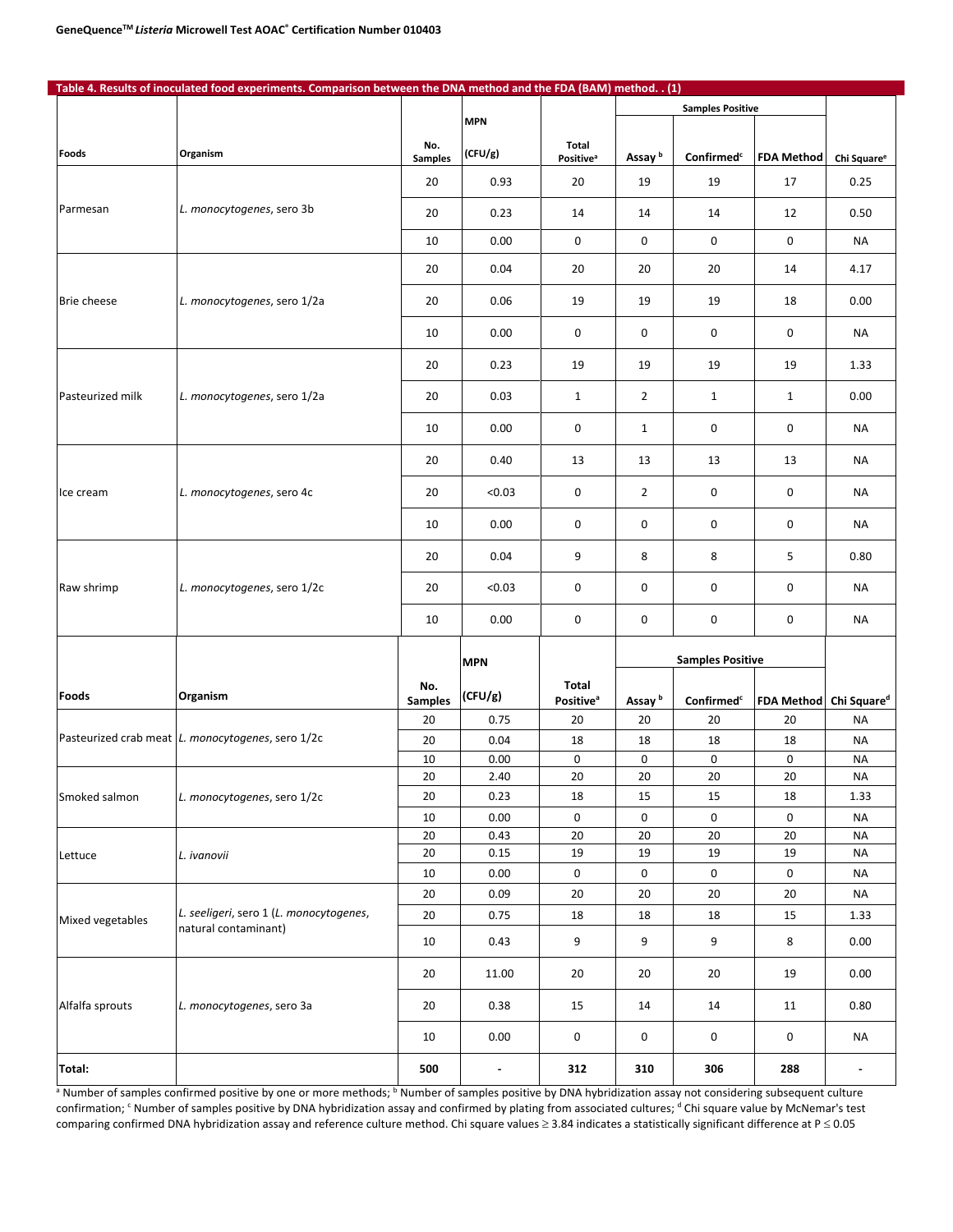**Table 4. Results of inoculated food experiments. Comparison between the DNA method and the FDA (BAM) method. . (1)**

| Foods | Organism | No. Samples | MPN (CFU/g) | Total Positive[a] | Samples Positive: Assay[b] | Samples Positive: Confirmed[c] | Samples Positive: FDA Method | Chi Square[e] |
|---|---|---|---|---|---|---|---|---|
| Parmesan | *L. monocytogenes*, sero 3b | 20 | 0.93 | 20 | 19 | 19 | 17 | 0.25 |
| | | 20 | 0.23 | 14 | 14 | 14 | 12 | 0.50 |
| | | 10 | 0.00 | 0 | 0 | 0 | 0 | NA |
| Brie cheese | *L. monocytogenes*, sero 1/2a | 20 | 0.04 | 20 | 20 | 20 | 14 | 4.17 |
| | | 20 | 0.06 | 19 | 19 | 19 | 18 | 0.00 |
| | | 10 | 0.00 | 0 | 0 | 0 | 0 | NA |
| Pasteurized milk | *L. monocytogenes*, sero 1/2a | 20 | 0.23 | 19 | 19 | 19 | 19 | 1.33 |
| | | 20 | 0.03 | 1 | 2 | 1 | 1 | 0.00 |
| | | 10 | 0.00 | 0 | 1 | 0 | 0 | NA |
| Ice cream | *L. monocytogenes*, sero 4c | 20 | 0.40 | 13 | 13 | 13 | 13 | NA |
| | | 20 | <0.03 | 0 | 2 | 0 | 0 | NA |
| | | 10 | 0.00 | 0 | 0 | 0 | 0 | NA |
| Raw shrimp | *L. monocytogenes*, sero 1/2c | 20 | 0.04 | 9 | 8 | 8 | 5 | 0.80 |
| | | 20 | <0.03 | 0 | 0 | 0 | 0 | NA |
| | | 10 | 0.00 | 0 | 0 | 0 | 0 | NA |

| Foods | Organism | No. Samples | MPN (CFU/g) | Total Positive[a] | Samples Positive: Assay[b] | Samples Positive: Confirmed[c] | Samples Positive: FDA Method | Chi Square[d] |
|---|---|---|---|---|---|---|---|---|
| Pasteurized crab meat | *L. monocytogenes*, sero 1/2c | 20 | 0.75 | 20 | 20 | 20 | 20 | NA |
| | | 20 | 0.04 | 18 | 18 | 18 | 18 | NA |
| | | 10 | 0.00 | 0 | 0 | 0 | 0 | NA |
| Smoked salmon | *L. monocytogenes*, sero 1/2c | 20 | 2.40 | 20 | 20 | 20 | 20 | NA |
| | | 20 | 0.23 | 18 | 15 | 15 | 18 | 1.33 |
| | | 10 | 0.00 | 0 | 0 | 0 | 0 | NA |
| Lettuce | *L. ivanovii* | 20 | 0.43 | 20 | 20 | 20 | 20 | NA |
| | | 20 | 0.15 | 19 | 19 | 19 | 19 | NA |
| | | 10 | 0.00 | 0 | 0 | 0 | 0 | NA |
| Mixed vegetables | *L. seeligeri*, sero 1 (*L. monocytogenes*, natural contaminant) | 20 | 0.09 | 20 | 20 | 20 | 20 | NA |
| | | 20 | 0.75 | 18 | 18 | 18 | 15 | 1.33 |
| | | 10 | 0.43 | 9 | 9 | 9 | 8 | 0.00 |
| Alfalfa sprouts | *L. monocytogenes*, sero 3a | 20 | 11.00 | 20 | 20 | 20 | 19 | 0.00 |
| | | 20 | 0.38 | 15 | 14 | 14 | 11 | 0.80 |
| | | 10 | 0.00 | 0 | 0 | 0 | 0 | NA |
| **Total:** | | **500** | **-** | **312** | **310** | **306** | **288** | **-** |

[a] Number of samples confirmed positive by one or more methods; [b] Number of samples positive by DNA hybridization assay not considering subsequent culture confirmation; [c] Number of samples positive by DNA hybridization assay and confirmed by plating from associated cultures; [d] Chi square value by McNemar's test comparing confirmed DNA hybridization assay and reference culture method. Chi square values ≥ 3.84 indicates a statistically significant difference at $P \leq 0.05$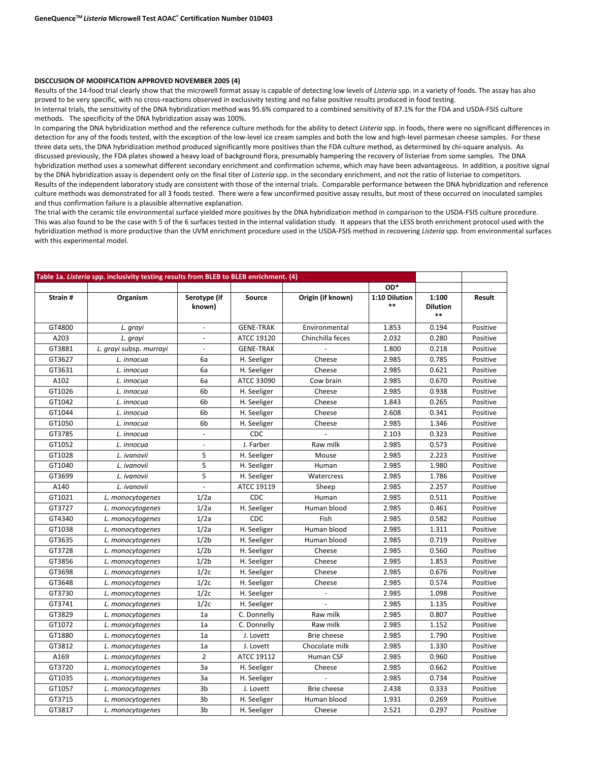**DISCCUSION OF MODIFICATION APPROVED NOVEMBER 2005 (4)**

Results of the 14-food trial clearly show that the microwell format assay is capable of detecting low levels of *Listeria* spp. in a variety of foods. The assay has also proved to be very specific, with no cross-reactions observed in exclusivity testing and no false positive results produced in food testing.

In internal trials, the sensitivity of the DNA hybridization method was 95.6% compared to a combined sensitivity of 87.1% for the FDA and USDA-FSIS culture methods. The specificity of the DNA hybridization assay was 100%.

In comparing the DNA hybridization method and the reference culture methods for the ability to detect *Listeria* spp. in foods, there were no significant differences in detection for any of the foods tested, with the exception of the low-level ice cream samples and both the low and high-level parmesan cheese samples. For these three data sets, the DNA hybridization method produced significantly more positives than the FDA culture method, as determined by chi-square analysis. As discussed previously, the FDA plates showed a heavy load of background flora, presumably hampering the recovery of listeriae from some samples. The DNA hybridization method uses a somewhat different secondary enrichment and confirmation scheme, which may have been advantageous. In addition, a positive signal by the DNA hybridization assay is dependent only on the final titer of *Listeria* spp. in the secondary enrichment, and not the ratio of listeriae to competitors.

Results of the independent laboratory study are consistent with those of the internal trials. Comparable performance between the DNA hybridization and reference culture methods was demonstrated for all 3 foods tested. There were a few unconfirmed positive assay results, but most of these occurred on inoculated samples and thus confirmation failure is a plausible alternative explanation.

The trial with the ceramic tile environmental surface yielded more positives by the DNA hybridization method in comparison to the USDA-FSIS culture procedure. This was also found to be the case with 5 of the 6 surfaces tested in the internal validation study. It appears that the LESS broth enrichment protocol used with the hybridization method is more productive than the UVM enrichment procedure used in the USDA-FSIS method in recovering *Listeria* spp. from environmental surfaces with this experimental model.

**Table 1a. *Listeria* spp. inclusivity testing results from BLEB to BLEB enrichment. (4)**

| Strain # | Organism | Serotype (if known) | Source | Origin (if known) | OD* 1:10 Dilution ** | 1:100 Dilution ** | Result |
|---|---|---|---|---|---|---|---|
| GT4800 | *L. grayi* | - | GENE-TRAK | Environmental | 1.853 | 0.194 | Positive |
| A203 | *L. grayi* | - | ATCC 19120 | Chinchilla feces | 2.032 | 0.280 | Positive |
| GT3881 | *L. grayi* subsp. *murrayi* | - | GENE-TRAK | - | 1.800 | 0.218 | Positive |
| GT3627 | *L. innocua* | 6a | H. Seeliger | Cheese | 2.985 | 0.785 | Positive |
| GT3631 | *L. innocua* | 6a | H. Seeliger | Cheese | 2.985 | 0.621 | Positive |
| A102 | *L. innocua* | 6a | ATCC 33090 | Cow brain | 2.985 | 0.670 | Positive |
| GT1026 | *L. innocua* | 6b | H. Seeliger | Cheese | 2.985 | 0.938 | Positive |
| GT1042 | *L. innocua* | 6b | H. Seeliger | Cheese | 1.843 | 0.265 | Positive |
| GT1044 | *L. innocua* | 6b | H. Seeliger | Cheese | 2.608 | 0.341 | Positive |
| GT1050 | *L. innocua* | 6b | H. Seeliger | Cheese | 2.985 | 1.346 | Positive |
| GT3785 | *L. innocua* | - | CDC | - | 2.103 | 0.323 | Positive |
| GT1052 | *L. innocua* | - | J. Farber | Raw milk | 2.985 | 0.573 | Positive |
| GT1028 | *L. ivanovii* | 5 | H. Seeliger | Mouse | 2.985 | 2.223 | Positive |
| GT1040 | *L. ivanovii* | 5 | H. Seeliger | Human | 2.985 | 1.980 | Positive |
| GT3699 | *L. ivanovii* | 5 | H. Seeliger | Watercress | 2.985 | 1.786 | Positive |
| A140 | *L. ivanovii* | - | ATCC 19119 | Sheep | 2.985 | 2.257 | Positive |
| GT1021 | *L. monocytogenes* | 1/2a | CDC | Human | 2.985 | 0.511 | Positive |
| GT3727 | *L. monocytogenes* | 1/2a | H. Seeliger | Human blood | 2.985 | 0.461 | Positive |
| GT4340 | *L. monocytogenes* | 1/2a | CDC | Fish | 2.985 | 0.582 | Positive |
| GT1038 | *L. monocytogenes* | 1/2a | H. Seeliger | Human blood | 2.985 | 1.311 | Positive |
| GT3635 | *L. monocytogenes* | 1/2b | H. Seeliger | Human blood | 2.985 | 0.719 | Positive |
| GT3728 | *L. monocytogenes* | 1/2b | H. Seeliger | Cheese | 2.985 | 0.560 | Positive |
| GT3856 | *L. monocytogenes* | 1/2b | H. Seeliger | Cheese | 2.985 | 1.853 | Positive |
| GT3698 | *L. monocytogenes* | 1/2c | H. Seeliger | Cheese | 2.985 | 0.676 | Positive |
| GT3648 | *L. monocytogenes* | 1/2c | H. Seeliger | Cheese | 2.985 | 0.574 | Positive |
| GT3730 | *L. monocytogenes* | 1/2c | H. Seeliger | - | 2.985 | 1.098 | Positive |
| GT3741 | *L. monocytogenes* | 1/2c | H. Seeliger | - | 2.985 | 1.135 | Positive |
| GT3829 | *L. monocytogenes* | 1a | C. Donnelly | Raw milk | 2.985 | 0.807 | Positive |
| GT1072 | *L. monocytogenes* | 1a | C. Donnelly | Raw milk | 2.985 | 1.152 | Positive |
| GT1880 | *L. monocytogenes* | 1a | J. Lovett | Brie cheese | 2.985 | 1.790 | Positive |
| GT3812 | *L. monocytogenes* | 1a | J. Lovett | Chocolate milk | 2.985 | 1.330 | Positive |
| A169 | *L. monocytogenes* | 2 | ATCC 19112 | Human CSF | 2.985 | 0.960 | Positive |
| GT3720 | *L. monocytogenes* | 3a | H. Seeliger | Cheese | 2.985 | 0.662 | Positive |
| GT1035 | *L. monocytogenes* | 3a | H. Seeliger | - | 2.985 | 0.734 | Positive |
| GT1057 | *L. monocytogenes* | 3b | J. Lovett | Brie cheese | 2.438 | 0.333 | Positive |
| GT3715 | *L. monocytogenes* | 3b | H. Seeliger | Human blood | 1.931 | 0.269 | Positive |
| GT3817 | *L. monocytogenes* | 3b | H. Seeliger | Cheese | 2.521 | 0.297 | Positive |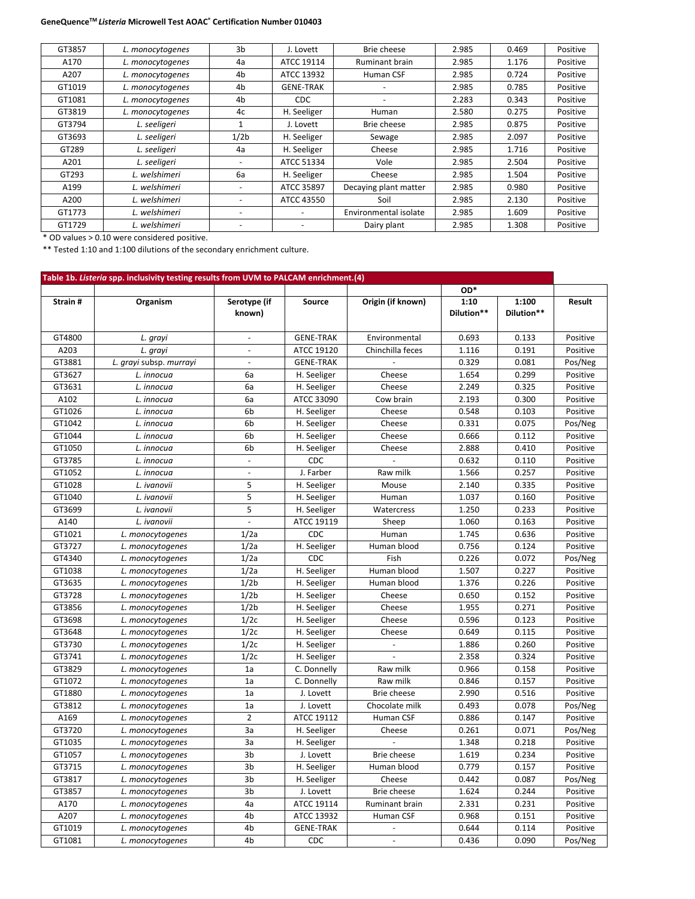| GT3857 | *L. monocytogenes* | 3b | J. Lovett | Brie cheese | 2.985 | 0.469 | Positive |
|---|---|---|---|---|---|---|---|
| A170 | *L. monocytogenes* | 4a | ATCC 19114 | Ruminant brain | 2.985 | 1.176 | Positive |
| A207 | *L. monocytogenes* | 4b | ATCC 13932 | Human CSF | 2.985 | 0.724 | Positive |
| GT1019 | *L. monocytogenes* | 4b | GENE-TRAK | - | 2.985 | 0.785 | Positive |
| GT1081 | *L. monocytogenes* | 4b | CDC | - | 2.283 | 0.343 | Positive |
| GT3819 | *L. monocytogenes* | 4c | H. Seeliger | Human | 2.580 | 0.275 | Positive |
| GT3794 | *L. seeligeri* | 1 | J. Lovett | Brie cheese | 2.985 | 0.875 | Positive |
| GT3693 | *L. seeligeri* | 1/2b | H. Seeliger | Sewage | 2.985 | 2.097 | Positive |
| GT289 | *L. seeligeri* | 4a | H. Seeliger | Cheese | 2.985 | 1.716 | Positive |
| A201 | *L. seeligeri* | - | ATCC 51334 | Vole | 2.985 | 2.504 | Positive |
| GT293 | *L. welshimeri* | 6a | H. Seeliger | Cheese | 2.985 | 1.504 | Positive |
| A199 | *L. welshimeri* | - | ATCC 35897 | Decaying plant matter | 2.985 | 0.980 | Positive |
| A200 | *L. welshimeri* | - | ATCC 43550 | Soil | 2.985 | 2.130 | Positive |
| GT1773 | *L. welshimeri* | - | - | Environmental isolate | 2.985 | 1.609 | Positive |
| GT1729 | *L. welshimeri* | - | - | Dairy plant | 2.985 | 1.308 | Positive |

* OD values > 0.10 were considered positive.

** Tested 1:10 and 1:100 dilutions of the secondary enrichment culture.

**Table 1b. *Listeria* spp. inclusivity testing results from UVM to PALCAM enrichment.(4)**

| Strain # | Organism | Serotype (if known) | Source | Origin (if known) | OD* 1:10 Dilution** | OD* 1:100 Dilution** | Result |
|---|---|---|---|---|---|---|---|
| GT4800 | *L. grayi* | - | GENE-TRAK | Environmental | 0.693 | 0.133 | Positive |
| A203 | *L. grayi* | - | ATCC 19120 | Chinchilla feces | 1.116 | 0.191 | Positive |
| GT3881 | *L. grayi* subsp. *murrayi* | - | GENE-TRAK | - | 0.329 | 0.081 | Pos/Neg |
| GT3627 | *L. innocua* | 6a | H. Seeliger | Cheese | 1.654 | 0.299 | Positive |
| GT3631 | *L. innocua* | 6a | H. Seeliger | Cheese | 2.249 | 0.325 | Positive |
| A102 | *L. innocua* | 6a | ATCC 33090 | Cow brain | 2.193 | 0.300 | Positive |
| GT1026 | *L. innocua* | 6b | H. Seeliger | Cheese | 0.548 | 0.103 | Positive |
| GT1042 | *L. innocua* | 6b | H. Seeliger | Cheese | 0.331 | 0.075 | Pos/Neg |
| GT1044 | *L. innocua* | 6b | H. Seeliger | Cheese | 0.666 | 0.112 | Positive |
| GT1050 | *L. innocua* | 6b | H. Seeliger | Cheese | 2.888 | 0.410 | Positive |
| GT3785 | *L. innocua* | - | CDC | - | 0.632 | 0.110 | Positive |
| GT1052 | *L. innocua* | - | J. Farber | Raw milk | 1.566 | 0.257 | Positive |
| GT1028 | *L. ivanovii* | 5 | H. Seeliger | Mouse | 2.140 | 0.335 | Positive |
| GT1040 | *L. ivanovii* | 5 | H. Seeliger | Human | 1.037 | 0.160 | Positive |
| GT3699 | *L. ivanovii* | 5 | H. Seeliger | Watercress | 1.250 | 0.233 | Positive |
| A140 | *L. ivanovii* | - | ATCC 19119 | Sheep | 1.060 | 0.163 | Positive |
| GT1021 | *L. monocytogenes* | 1/2a | CDC | Human | 1.745 | 0.636 | Positive |
| GT3727 | *L. monocytogenes* | 1/2a | H. Seeliger | Human blood | 0.756 | 0.124 | Positive |
| GT4340 | *L. monocytogenes* | 1/2a | CDC | Fish | 0.226 | 0.072 | Pos/Neg |
| GT1038 | *L. monocytogenes* | 1/2a | H. Seeliger | Human blood | 1.507 | 0.227 | Positive |
| GT3635 | *L. monocytogenes* | 1/2b | H. Seeliger | Human blood | 1.376 | 0.226 | Positive |
| GT3728 | *L. monocytogenes* | 1/2b | H. Seeliger | Cheese | 0.650 | 0.152 | Positive |
| GT3856 | *L. monocytogenes* | 1/2b | H. Seeliger | Cheese | 1.955 | 0.271 | Positive |
| GT3698 | *L. monocytogenes* | 1/2c | H. Seeliger | Cheese | 0.596 | 0.123 | Positive |
| GT3648 | *L. monocytogenes* | 1/2c | H. Seeliger | Cheese | 0.649 | 0.115 | Positive |
| GT3730 | *L. monocytogenes* | 1/2c | H. Seeliger | - | 1.886 | 0.260 | Positive |
| GT3741 | *L. monocytogenes* | 1/2c | H. Seeliger | - | 2.358 | 0.324 | Positive |
| GT3829 | *L. monocytogenes* | 1a | C. Donnelly | Raw milk | 0.966 | 0.158 | Positive |
| GT1072 | *L. monocytogenes* | 1a | C. Donnelly | Raw milk | 0.846 | 0.157 | Positive |
| GT1880 | *L. monocytogenes* | 1a | J. Lovett | Brie cheese | 2.990 | 0.516 | Positive |
| GT3812 | *L. monocytogenes* | 1a | J. Lovett | Chocolate milk | 0.493 | 0.078 | Pos/Neg |
| A169 | *L. monocytogenes* | 2 | ATCC 19112 | Human CSF | 0.886 | 0.147 | Positive |
| GT3720 | *L. monocytogenes* | 3a | H. Seeliger | Cheese | 0.261 | 0.071 | Pos/Neg |
| GT1035 | *L. monocytogenes* | 3a | H. Seeliger | - | 1.348 | 0.218 | Positive |
| GT1057 | *L. monocytogenes* | 3b | J. Lovett | Brie cheese | 1.619 | 0.234 | Positive |
| GT3715 | *L. monocytogenes* | 3b | H. Seeliger | Human blood | 0.779 | 0.157 | Positive |
| GT3817 | *L. monocytogenes* | 3b | H. Seeliger | Cheese | 0.442 | 0.087 | Pos/Neg |
| GT3857 | *L. monocytogenes* | 3b | J. Lovett | Brie cheese | 1.624 | 0.244 | Positive |
| A170 | *L. monocytogenes* | 4a | ATCC 19114 | Ruminant brain | 2.331 | 0.231 | Positive |
| A207 | *L. monocytogenes* | 4b | ATCC 13932 | Human CSF | 0.968 | 0.151 | Positive |
| GT1019 | *L. monocytogenes* | 4b | GENE-TRAK | - | 0.644 | 0.114 | Positive |
| GT1081 | *L. monocytogenes* | 4b | CDC | - | 0.436 | 0.090 | Pos/Neg |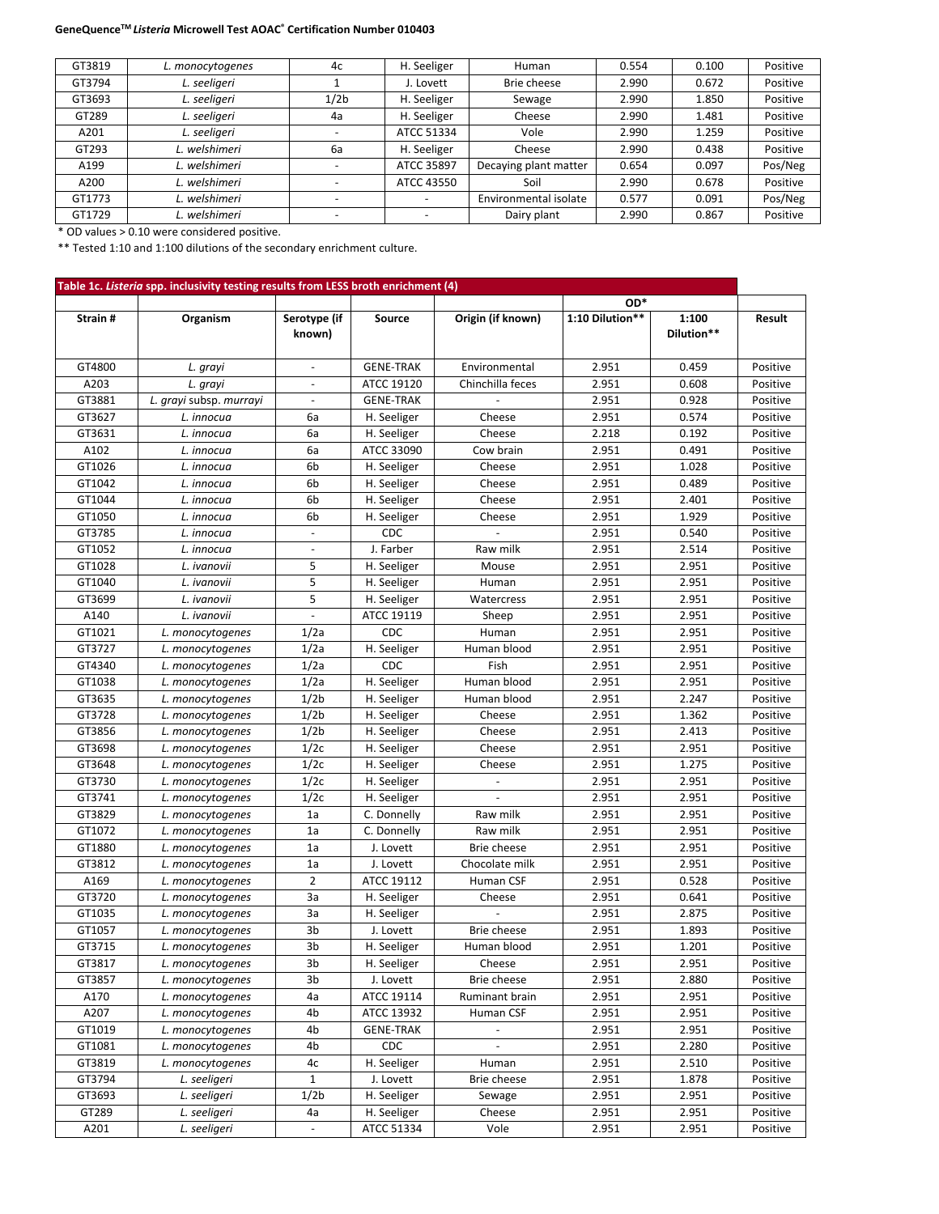| GT3819 | L. monocytogenes | 4c | H. Seeliger | Human | 0.554 | 0.100 | Positive |
|---|---|---|---|---|---|---|---|
| GT3794 | L. seeligeri | 1 | J. Lovett | Brie cheese | 2.990 | 0.672 | Positive |
| GT3693 | L. seeligeri | 1/2b | H. Seeliger | Sewage | 2.990 | 1.850 | Positive |
| GT289 | L. seeligeri | 4a | H. Seeliger | Cheese | 2.990 | 1.481 | Positive |
| A201 | L. seeligeri | - | ATCC 51334 | Vole | 2.990 | 1.259 | Positive |
| GT293 | L. welshimeri | 6a | H. Seeliger | Cheese | 2.990 | 0.438 | Positive |
| A199 | L. welshimeri | - | ATCC 35897 | Decaying plant matter | 0.654 | 0.097 | Pos/Neg |
| A200 | L. welshimeri | - | ATCC 43550 | Soil | 2.990 | 0.678 | Positive |
| GT1773 | L. welshimeri | - | - | Environmental isolate | 0.577 | 0.091 | Pos/Neg |
| GT1729 | L. welshimeri | - | - | Dairy plant | 2.990 | 0.867 | Positive |

\* OD values > 0.10 were considered positive.

\*\* Tested 1:10 and 1:100 dilutions of the secondary enrichment culture.

**Table 1c. *Listeria* spp. inclusivity testing results from LESS broth enrichment (4)**

| Strain # | Organism | Serotype (if known) | Source | Origin (if known) | OD* 1:10 Dilution** | OD* 1:100 Dilution** | Result |
|---|---|---|---|---|---|---|---|
| GT4800 | L. grayi | - | GENE-TRAK | Environmental | 2.951 | 0.459 | Positive |
| A203 | L. grayi | - | ATCC 19120 | Chinchilla feces | 2.951 | 0.608 | Positive |
| GT3881 | L. grayi subsp. murrayi | - | GENE-TRAK | - | 2.951 | 0.928 | Positive |
| GT3627 | L. innocua | 6a | H. Seeliger | Cheese | 2.951 | 0.574 | Positive |
| GT3631 | L. innocua | 6a | H. Seeliger | Cheese | 2.218 | 0.192 | Positive |
| A102 | L. innocua | 6a | ATCC 33090 | Cow brain | 2.951 | 0.491 | Positive |
| GT1026 | L. innocua | 6b | H. Seeliger | Cheese | 2.951 | 1.028 | Positive |
| GT1042 | L. innocua | 6b | H. Seeliger | Cheese | 2.951 | 0.489 | Positive |
| GT1044 | L. innocua | 6b | H. Seeliger | Cheese | 2.951 | 2.401 | Positive |
| GT1050 | L. innocua | 6b | H. Seeliger | Cheese | 2.951 | 1.929 | Positive |
| GT3785 | L. innocua | - | CDC | - | 2.951 | 0.540 | Positive |
| GT1052 | L. innocua | - | J. Farber | Raw milk | 2.951 | 2.514 | Positive |
| GT1028 | L. ivanovii | 5 | H. Seeliger | Mouse | 2.951 | 2.951 | Positive |
| GT1040 | L. ivanovii | 5 | H. Seeliger | Human | 2.951 | 2.951 | Positive |
| GT3699 | L. ivanovii | 5 | H. Seeliger | Watercress | 2.951 | 2.951 | Positive |
| A140 | L. ivanovii | - | ATCC 19119 | Sheep | 2.951 | 2.951 | Positive |
| GT1021 | L. monocytogenes | 1/2a | CDC | Human | 2.951 | 2.951 | Positive |
| GT3727 | L. monocytogenes | 1/2a | H. Seeliger | Human blood | 2.951 | 2.951 | Positive |
| GT4340 | L. monocytogenes | 1/2a | CDC | Fish | 2.951 | 2.951 | Positive |
| GT1038 | L. monocytogenes | 1/2a | H. Seeliger | Human blood | 2.951 | 2.951 | Positive |
| GT3635 | L. monocytogenes | 1/2b | H. Seeliger | Human blood | 2.951 | 2.247 | Positive |
| GT3728 | L. monocytogenes | 1/2b | H. Seeliger | Cheese | 2.951 | 1.362 | Positive |
| GT3856 | L. monocytogenes | 1/2b | H. Seeliger | Cheese | 2.951 | 2.413 | Positive |
| GT3698 | L. monocytogenes | 1/2c | H. Seeliger | Cheese | 2.951 | 2.951 | Positive |
| GT3648 | L. monocytogenes | 1/2c | H. Seeliger | Cheese | 2.951 | 1.275 | Positive |
| GT3730 | L. monocytogenes | 1/2c | H. Seeliger | - | 2.951 | 2.951 | Positive |
| GT3741 | L. monocytogenes | 1/2c | H. Seeliger | - | 2.951 | 2.951 | Positive |
| GT3829 | L. monocytogenes | 1a | C. Donnelly | Raw milk | 2.951 | 2.951 | Positive |
| GT1072 | L. monocytogenes | 1a | C. Donnelly | Raw milk | 2.951 | 2.951 | Positive |
| GT1880 | L. monocytogenes | 1a | J. Lovett | Brie cheese | 2.951 | 2.951 | Positive |
| GT3812 | L. monocytogenes | 1a | J. Lovett | Chocolate milk | 2.951 | 2.951 | Positive |
| A169 | L. monocytogenes | 2 | ATCC 19112 | Human CSF | 2.951 | 0.528 | Positive |
| GT3720 | L. monocytogenes | 3a | H. Seeliger | Cheese | 2.951 | 0.641 | Positive |
| GT1035 | L. monocytogenes | 3a | H. Seeliger | - | 2.951 | 2.875 | Positive |
| GT1057 | L. monocytogenes | 3b | J. Lovett | Brie cheese | 2.951 | 1.893 | Positive |
| GT3715 | L. monocytogenes | 3b | H. Seeliger | Human blood | 2.951 | 1.201 | Positive |
| GT3817 | L. monocytogenes | 3b | H. Seeliger | Cheese | 2.951 | 2.951 | Positive |
| GT3857 | L. monocytogenes | 3b | J. Lovett | Brie cheese | 2.951 | 2.880 | Positive |
| A170 | L. monocytogenes | 4a | ATCC 19114 | Ruminant brain | 2.951 | 2.951 | Positive |
| A207 | L. monocytogenes | 4b | ATCC 13932 | Human CSF | 2.951 | 2.951 | Positive |
| GT1019 | L. monocytogenes | 4b | GENE-TRAK | - | 2.951 | 2.951 | Positive |
| GT1081 | L. monocytogenes | 4b | CDC | - | 2.951 | 2.280 | Positive |
| GT3819 | L. monocytogenes | 4c | H. Seeliger | Human | 2.951 | 2.510 | Positive |
| GT3794 | L. seeligeri | 1 | J. Lovett | Brie cheese | 2.951 | 1.878 | Positive |
| GT3693 | L. seeligeri | 1/2b | H. Seeliger | Sewage | 2.951 | 2.951 | Positive |
| GT289 | L. seeligeri | 4a | H. Seeliger | Cheese | 2.951 | 2.951 | Positive |
| A201 | L. seeligeri | - | ATCC 51334 | Vole | 2.951 | 2.951 | Positive |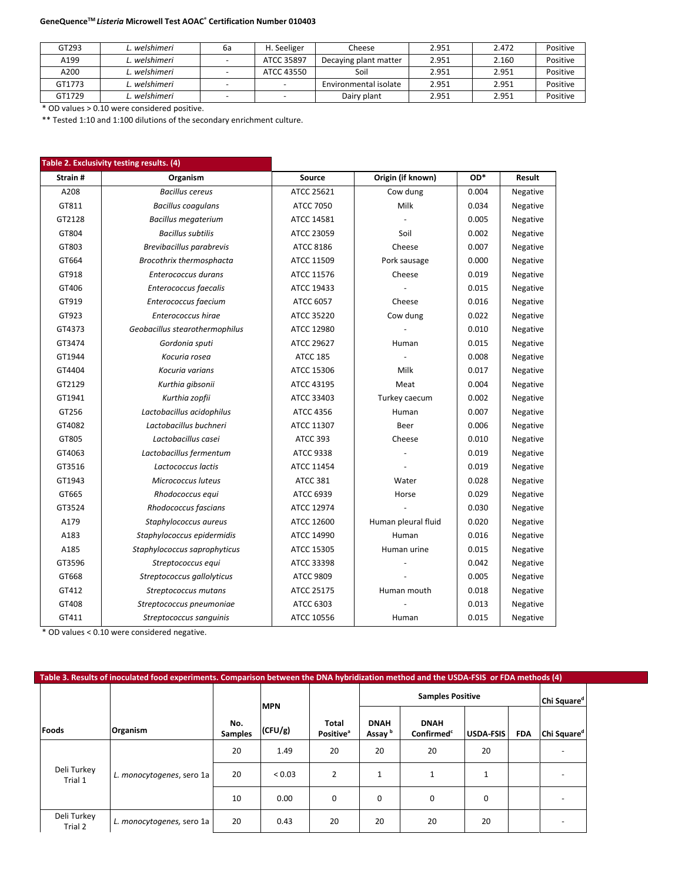| GT293 | *L. welshimeri* | 6a | H. Seeliger | Cheese | 2.951 | 2.472 | Positive |
|---|---|---|---|---|---|---|---|
| A199 | *L. welshimeri* | - | ATCC 35897 | Decaying plant matter | 2.951 | 2.160 | Positive |
| A200 | *L. welshimeri* | - | ATCC 43550 | Soil | 2.951 | 2.951 | Positive |
| GT1773 | *L. welshimeri* | - | - | Environmental isolate | 2.951 | 2.951 | Positive |
| GT1729 | *L. welshimeri* | - | - | Dairy plant | 2.951 | 2.951 | Positive |

\* OD values > 0.10 were considered positive.

\*\* Tested 1:10 and 1:100 dilutions of the secondary enrichment culture.

**Table 2. Exclusivity testing results. (4)**

| Strain # | Organism | Source | Origin (if known) | OD* | Result |
|---|---|---|---|---|---|
| A208 | *Bacillus cereus* | ATCC 25621 | Cow dung | 0.004 | Negative |
| GT811 | *Bacillus coagulans* | ATCC 7050 | Milk | 0.034 | Negative |
| GT2128 | *Bacillus megaterium* | ATCC 14581 | - | 0.005 | Negative |
| GT804 | *Bacillus subtilis* | ATCC 23059 | Soil | 0.002 | Negative |
| GT803 | *Brevibacillus parabrevis* | ATCC 8186 | Cheese | 0.007 | Negative |
| GT664 | *Brocothrix thermosphacta* | ATCC 11509 | Pork sausage | 0.000 | Negative |
| GT918 | *Enterococcus durans* | ATCC 11576 | Cheese | 0.019 | Negative |
| GT406 | *Enterococcus faecalis* | ATCC 19433 | - | 0.015 | Negative |
| GT919 | *Enterococcus faecium* | ATCC 6057 | Cheese | 0.016 | Negative |
| GT923 | *Enterococcus hirae* | ATCC 35220 | Cow dung | 0.022 | Negative |
| GT4373 | *Geobacillus stearothermophilus* | ATCC 12980 | - | 0.010 | Negative |
| GT3474 | *Gordonia sputi* | ATCC 29627 | Human | 0.015 | Negative |
| GT1944 | *Kocuria rosea* | ATCC 185 | - | 0.008 | Negative |
| GT4404 | *Kocuria varians* | ATCC 15306 | Milk | 0.017 | Negative |
| GT2129 | *Kurthia gibsonii* | ATCC 43195 | Meat | 0.004 | Negative |
| GT1941 | *Kurthia zopfii* | ATCC 33403 | Turkey caecum | 0.002 | Negative |
| GT256 | *Lactobacillus acidophilus* | ATCC 4356 | Human | 0.007 | Negative |
| GT4082 | *Lactobacillus buchneri* | ATCC 11307 | Beer | 0.006 | Negative |
| GT805 | *Lactobacillus casei* | ATCC 393 | Cheese | 0.010 | Negative |
| GT4063 | *Lactobacillus fermentum* | ATCC 9338 | - | 0.019 | Negative |
| GT3516 | *Lactococcus lactis* | ATCC 11454 | - | 0.019 | Negative |
| GT1943 | *Micrococcus luteus* | ATCC 381 | Water | 0.028 | Negative |
| GT665 | *Rhodococcus equi* | ATCC 6939 | Horse | 0.029 | Negative |
| GT3524 | *Rhodococcus fascians* | ATCC 12974 | - | 0.030 | Negative |
| A179 | *Staphylococcus aureus* | ATCC 12600 | Human pleural fluid | 0.020 | Negative |
| A183 | *Staphylococcus epidermidis* | ATCC 14990 | Human | 0.016 | Negative |
| A185 | *Staphylococcus saprophyticus* | ATCC 15305 | Human urine | 0.015 | Negative |
| GT3596 | *Streptococcus equi* | ATCC 33398 | - | 0.042 | Negative |
| GT668 | *Streptococcus gallolyticus* | ATCC 9809 | - | 0.005 | Negative |
| GT412 | *Streptococcus mutans* | ATCC 25175 | Human mouth | 0.018 | Negative |
| GT408 | *Streptococcus pneumoniae* | ATCC 6303 | - | 0.013 | Negative |
| GT411 | *Streptococcus sanguinis* | ATCC 10556 | Human | 0.015 | Negative |

\* OD values < 0.10 were considered negative.

**Table 3. Results of inoculated food experiments. Comparison between the DNA hybridization method and the USDA-FSIS or FDA methods (4)**

| Foods | Organism | No. Samples | MPN (CFU/g) | Total Positive[a] | Samples Positive | | | | Chi Square[d] |
|---|---|---|---|---|---|---|---|---|---|
| | | | | | DNAH Assay [b] | DNAH Confirmed[c] | USDA-FSIS | FDA | Chi Square[d] |
| Deli Turkey Trial 1 | *L. monocytogenes*, sero 1a | 20 | 1.49 | 20 | 20 | 20 | 20 | | - |
| | | 20 | < 0.03 | 2 | 1 | 1 | 1 | | - |
| | | 10 | 0.00 | 0 | 0 | 0 | 0 | | - |
| Deli Turkey Trial 2 | *L. monocytogenes*, sero 1a | 20 | 0.43 | 20 | 20 | 20 | 20 | | - |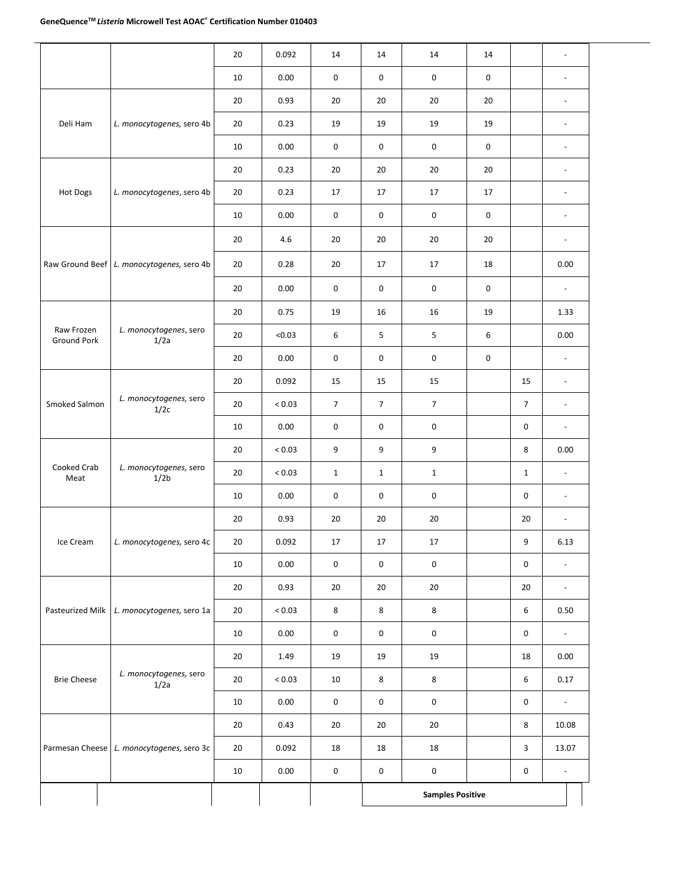| | | | | | | | | | |
|---|---|---|---|---|---|---|---|---|---|
| | | 20 | 0.092 | 14 | 14 | 14 | 14 | | - |
| | | 10 | 0.00 | 0 | 0 | 0 | 0 | | - |
| Deli Ham | *L. monocytogenes*, sero 4b | 20 | 0.93 | 20 | 20 | 20 | 20 | | - |
| | | 20 | 0.23 | 19 | 19 | 19 | 19 | | - |
| | | 10 | 0.00 | 0 | 0 | 0 | 0 | | - |
| Hot Dogs | *L. monocytogenes*, sero 4b | 20 | 0.23 | 20 | 20 | 20 | 20 | | - |
| | | 20 | 0.23 | 17 | 17 | 17 | 17 | | - |
| | | 10 | 0.00 | 0 | 0 | 0 | 0 | | - |
| Raw Ground Beef | *L. monocytogenes*, sero 4b | 20 | 4.6 | 20 | 20 | 20 | 20 | | - |
| | | 20 | 0.28 | 20 | 17 | 17 | 18 | | 0.00 |
| | | 20 | 0.00 | 0 | 0 | 0 | 0 | | - |
| Raw Frozen Ground Pork | *L. monocytogenes*, sero 1/2a | 20 | 0.75 | 19 | 16 | 16 | 19 | | 1.33 |
| | | 20 | <0.03 | 6 | 5 | 5 | 6 | | 0.00 |
| | | 20 | 0.00 | 0 | 0 | 0 | 0 | | - |
| Smoked Salmon | *L. monocytogenes*, sero 1/2c | 20 | 0.092 | 15 | 15 | 15 | | 15 | - |
| | | 20 | < 0.03 | 7 | 7 | 7 | | 7 | - |
| | | 10 | 0.00 | 0 | 0 | 0 | | 0 | - |
| Cooked Crab Meat | *L. monocytogenes*, sero 1/2b | 20 | < 0.03 | 9 | 9 | 9 | | 8 | 0.00 |
| | | 20 | < 0.03 | 1 | 1 | 1 | | 1 | - |
| | | 10 | 0.00 | 0 | 0 | 0 | | 0 | - |
| Ice Cream | *L. monocytogenes*, sero 4c | 20 | 0.93 | 20 | 20 | 20 | | 20 | - |
| | | 20 | 0.092 | 17 | 17 | 17 | | 9 | 6.13 |
| | | 10 | 0.00 | 0 | 0 | 0 | | 0 | - |
| Pasteurized Milk | *L. monocytogenes*, sero 1a | 20 | 0.93 | 20 | 20 | 20 | | 20 | - |
| | | 20 | < 0.03 | 8 | 8 | 8 | | 6 | 0.50 |
| | | 10 | 0.00 | 0 | 0 | 0 | | 0 | - |
| Brie Cheese | *L. monocytogenes*, sero 1/2a | 20 | 1.49 | 19 | 19 | 19 | | 18 | 0.00 |
| | | 20 | < 0.03 | 10 | 8 | 8 | | 6 | 0.17 |
| | | 10 | 0.00 | 0 | 0 | 0 | | 0 | - |
| Parmesan Cheese | *L. monocytogenes*, sero 3c | 20 | 0.43 | 20 | 20 | 20 | | 8 | 10.08 |
| | | 20 | 0.092 | 18 | 18 | 18 | | 3 | 13.07 |
| | | 10 | 0.00 | 0 | 0 | 0 | | 0 | - |

| | | | | | Samples Positive | | | | |
|---|---|---|---|---|---|---|---|---|---|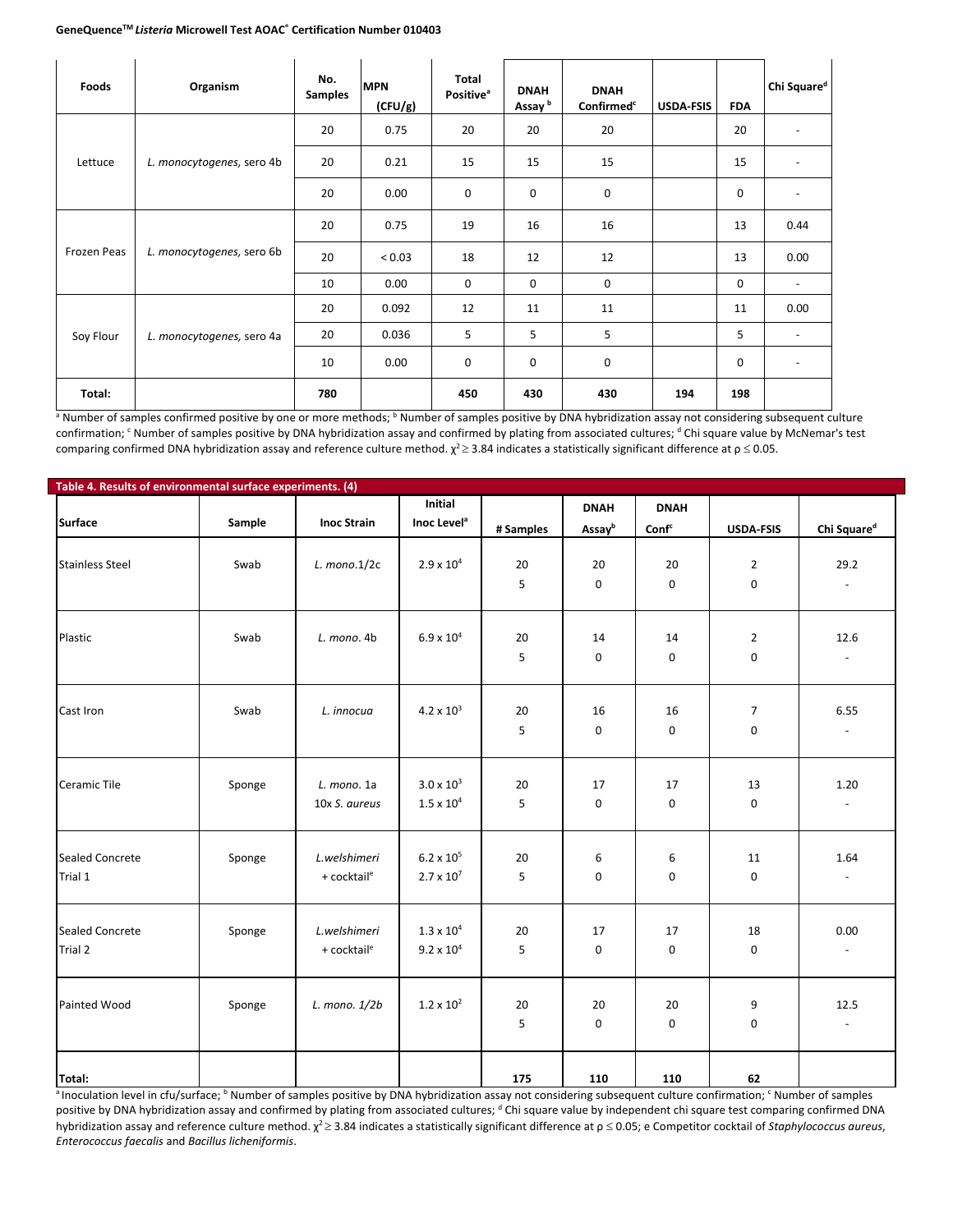**GeneQuence™ *Listeria* Microwell Test AOAC® Certification Number 010403**

| Foods | Organism | No. Samples | MPN (CFU/g) | Total Positive[a] | DNAH Assay[b] | DNAH Confirmed[c] | USDA-FSIS | FDA | Chi Square[d] |
|---|---|---|---|---|---|---|---|---|---|
| Lettuce | *L. monocytogenes*, sero 4b | 20 | 0.75 | 20 | 20 | 20 | | 20 | - |
| | | 20 | 0.21 | 15 | 15 | 15 | | 15 | - |
| | | 20 | 0.00 | 0 | 0 | 0 | | 0 | - |
| Frozen Peas | *L. monocytogenes*, sero 6b | 20 | 0.75 | 19 | 16 | 16 | | 13 | 0.44 |
| | | 20 | < 0.03 | 18 | 12 | 12 | | 13 | 0.00 |
| | | 10 | 0.00 | 0 | 0 | 0 | | 0 | - |
| Soy Flour | *L. monocytogenes*, sero 4a | 20 | 0.092 | 12 | 11 | 11 | | 11 | 0.00 |
| | | 20 | 0.036 | 5 | 5 | 5 | | 5 | - |
| | | 10 | 0.00 | 0 | 0 | 0 | | 0 | - |
| **Total:** | | **780** | | **450** | **430** | **430** | **194** | **198** | |

[a] Number of samples confirmed positive by one or more methods; [b] Number of samples positive by DNA hybridization assay not considering subsequent culture confirmation; [c] Number of samples positive by DNA hybridization assay and confirmed by plating from associated cultures; [d] Chi square value by McNemar's test comparing confirmed DNA hybridization assay and reference culture method. $\chi^2 \geq 3.84$ indicates a statistically significant difference at $\rho \leq 0.05$.

**Table 4. Results of environmental surface experiments. (4)**

| Surface | Sample | Inoc Strain | Initial Inoc Level[a] | # Samples | DNAH Assay[b] | DNAH Conf[c] | USDA-FSIS | Chi Square[d] |
|---|---|---|---|---|---|---|---|---|
| Stainless Steel | Swab | *L. mono.*1/2c | $2.9 \times 10^4$ | 20<br>5 | 20<br>0 | 20<br>0 | 2<br>0 | 29.2<br>- |
| Plastic | Swab | *L. mono.* 4b | $6.9 \times 10^4$ | 20<br>5 | 14<br>0 | 14<br>0 | 2<br>0 | 12.6<br>- |
| Cast Iron | Swab | *L. innocua* | $4.2 \times 10^3$ | 20<br>5 | 16<br>0 | 16<br>0 | 7<br>0 | 6.55<br>- |
| Ceramic Tile | Sponge | *L. mono.* 1a<br>10x *S. aureus* | $3.0 \times 10^3$<br>$1.5 \times 10^4$ | 20<br>5 | 17<br>0 | 17<br>0 | 13<br>0 | 1.20<br>- |
| Sealed Concrete Trial 1 | Sponge | *L.welshimeri* + cocktail[e] | $6.2 \times 10^5$<br>$2.7 \times 10^7$ | 20<br>5 | 6<br>0 | 6<br>0 | 11<br>0 | 1.64<br>- |
| Sealed Concrete Trial 2 | Sponge | *L.welshimeri* + cocktail[e] | $1.3 \times 10^4$<br>$9.2 \times 10^4$ | 20<br>5 | 17<br>0 | 17<br>0 | 18<br>0 | 0.00<br>- |
| Painted Wood | Sponge | *L. mono. 1/2b* | $1.2 \times 10^2$ | 20<br>5 | 20<br>0 | 20<br>0 | 9<br>0 | 12.5<br>- |
| **Total:** | | | | **175** | **110** | **110** | **62** | |

[a] Inoculation level in cfu/surface; [b] Number of samples positive by DNA hybridization assay not considering subsequent culture confirmation; [c] Number of samples positive by DNA hybridization assay and confirmed by plating from associated cultures; [d] Chi square value by independent chi square test comparing confirmed DNA hybridization assay and reference culture method. $\chi^2 \geq 3.84$ indicates a statistically significant difference at $\rho \leq 0.05$; e Competitor cocktail of *Staphylococcus aureus*, *Enterococcus faecalis* and *Bacillus licheniformis*.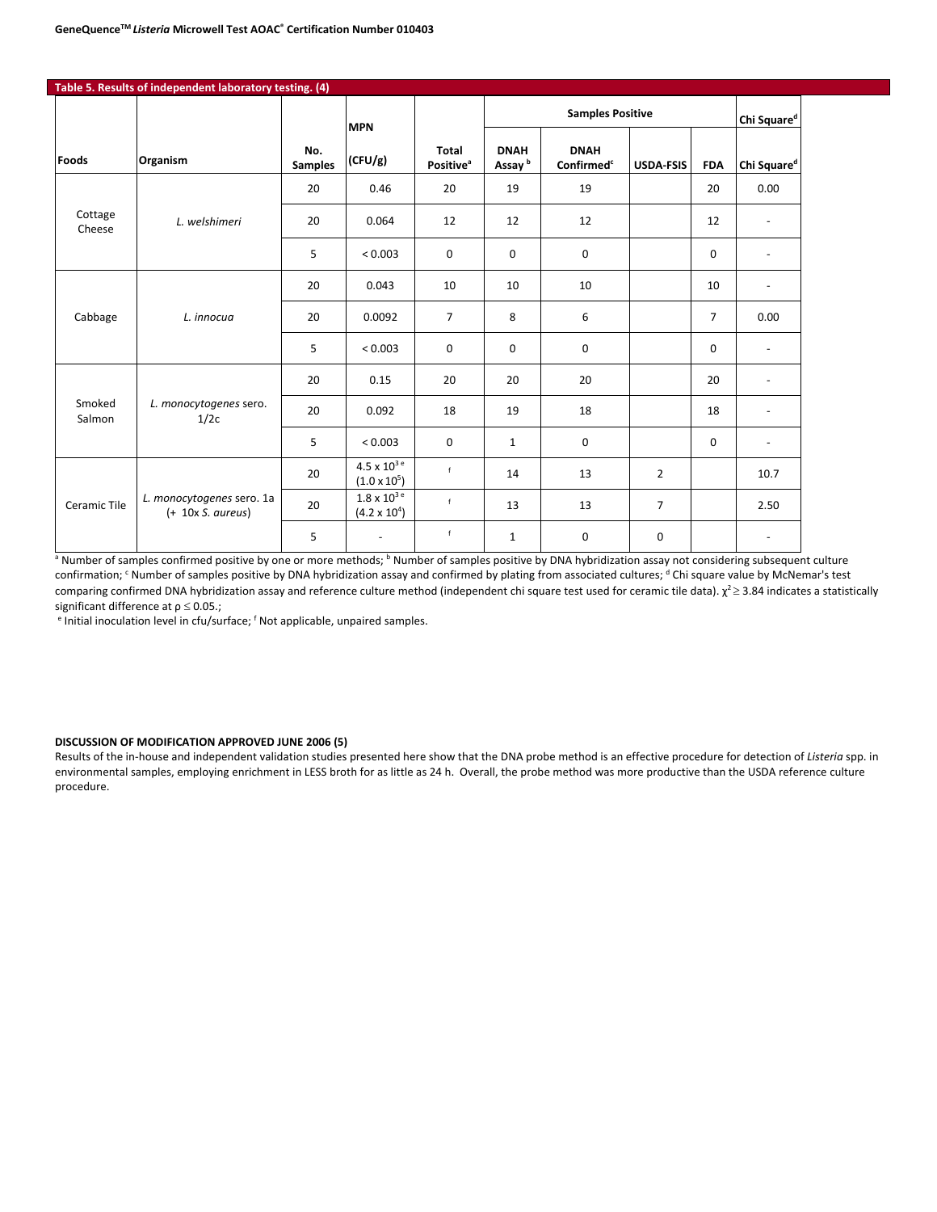**Table 5. Results of independent laboratory testing. (4)**

| Foods | Organism | No. Samples | MPN (CFU/g) | Total Positive[a] | Samples Positive: DNAH Assay[b] | DNAH Confirmed[c] | USDA-FSIS | FDA | Chi Square[d] |
|---|---|---|---|---|---|---|---|---|---|
| Cottage Cheese | *L. welshimeri* | 20 | 0.46 | 20 | 19 | 19 | | 20 | 0.00 |
| | | 20 | 0.064 | 12 | 12 | 12 | | 12 | - |
| | | 5 | < 0.003 | 0 | 0 | 0 | | 0 | - |
| Cabbage | *L. innocua* | 20 | 0.043 | 10 | 10 | 10 | | 10 | - |
| | | 20 | 0.0092 | 7 | 8 | 6 | | 7 | 0.00 |
| | | 5 | < 0.003 | 0 | 0 | 0 | | 0 | - |
| Smoked Salmon | *L. monocytogenes* sero. 1/2c | 20 | 0.15 | 20 | 20 | 20 | | 20 | - |
| | | 20 | 0.092 | 18 | 19 | 18 | | 18 | - |
| | | 5 | < 0.003 | 0 | 1 | 0 | | 0 | - |
| Ceramic Tile | *L. monocytogenes* sero. 1a (+ 10x *S. aureus*) | 20 | $4.5 \times 10^3$ [e] ($1.0 \times 10^5$) | [f] | 14 | 13 | 2 | | 10.7 |
| | | 20 | $1.8 \times 10^3$ [e] ($4.2 \times 10^4$) | [f] | 13 | 13 | 7 | | 2.50 |
| | | 5 | - | [f] | 1 | 0 | 0 | | - |

[a] Number of samples confirmed positive by one or more methods; [b] Number of samples positive by DNA hybridization assay not considering subsequent culture confirmation; [c] Number of samples positive by DNA hybridization assay and confirmed by plating from associated cultures; [d] Chi square value by McNemar's test comparing confirmed DNA hybridization assay and reference culture method (independent chi square test used for ceramic tile data). $\chi^2 \geq 3.84$ indicates a statistically significant difference at $p \leq 0.05$.;

[e] Initial inoculation level in cfu/surface; [f] Not applicable, unpaired samples.

**DISCUSSION OF MODIFICATION APPROVED JUNE 2006 (5)**

Results of the in-house and independent validation studies presented here show that the DNA probe method is an effective procedure for detection of *Listeria* spp. in environmental samples, employing enrichment in LESS broth for as little as 24 h. Overall, the probe method was more productive than the USDA reference culture procedure.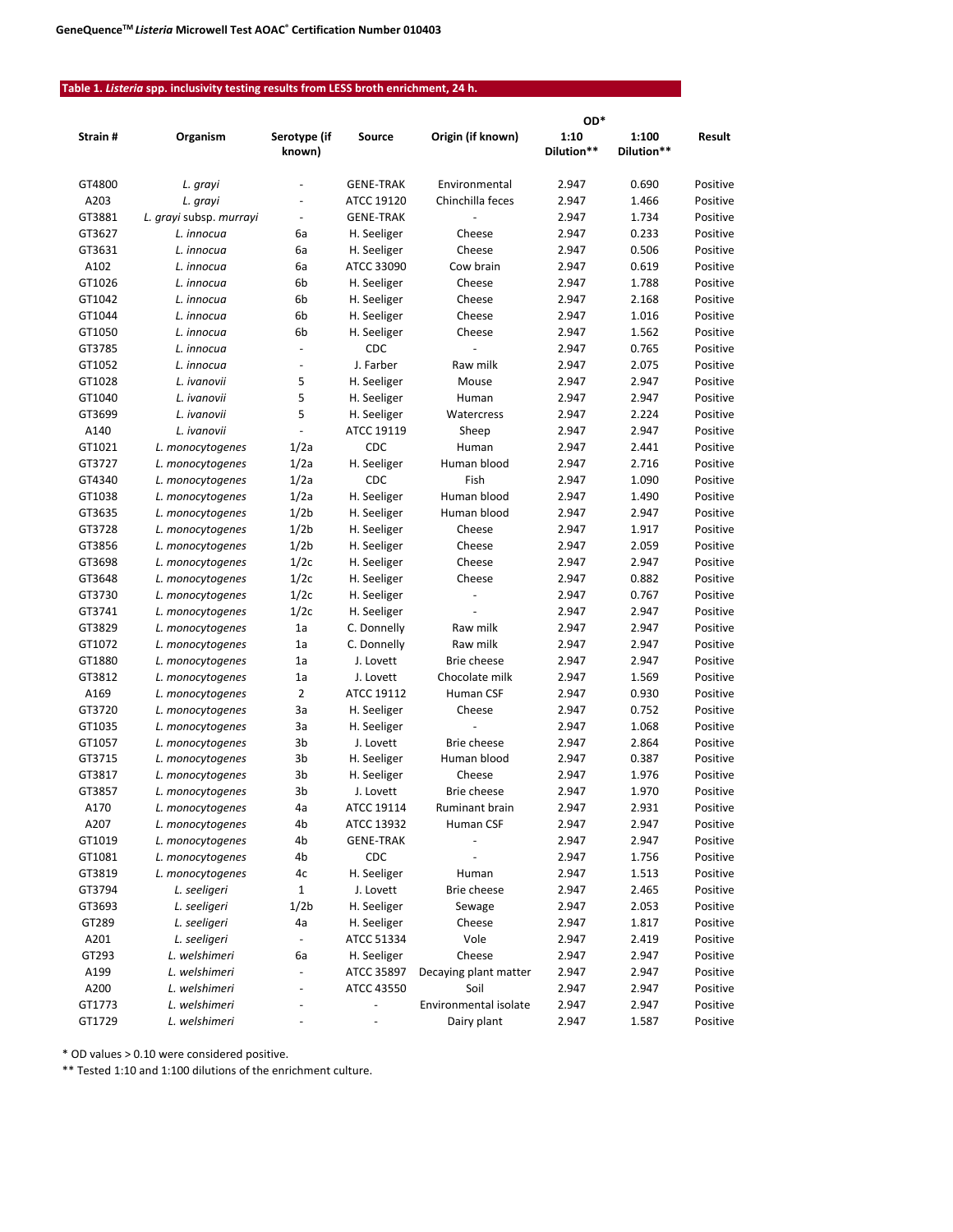**GeneQuence™ *Listeria* Microwell Test AOAC® Certification Number 010403**

**Table 1. *Listeria* spp. inclusivity testing results from LESS broth enrichment, 24 h.**

| Strain # | Organism | Serotype (if known) | Source | Origin (if known) | OD* 1:10 Dilution** | OD* 1:100 Dilution** | Result |
|---|---|---|---|---|---|---|---|
| GT4800 | *L. grayi* | - | GENE-TRAK | Environmental | 2.947 | 0.690 | Positive |
| A203 | *L. grayi* | - | ATCC 19120 | Chinchilla feces | 2.947 | 1.466 | Positive |
| GT3881 | *L. grayi subsp. murrayi* | - | GENE-TRAK | - | 2.947 | 1.734 | Positive |
| GT3627 | *L. innocua* | 6a | H. Seeliger | Cheese | 2.947 | 0.233 | Positive |
| GT3631 | *L. innocua* | 6a | H. Seeliger | Cheese | 2.947 | 0.506 | Positive |
| A102 | *L. innocua* | 6a | ATCC 33090 | Cow brain | 2.947 | 0.619 | Positive |
| GT1026 | *L. innocua* | 6b | H. Seeliger | Cheese | 2.947 | 1.788 | Positive |
| GT1042 | *L. innocua* | 6b | H. Seeliger | Cheese | 2.947 | 2.168 | Positive |
| GT1044 | *L. innocua* | 6b | H. Seeliger | Cheese | 2.947 | 1.016 | Positive |
| GT1050 | *L. innocua* | 6b | H. Seeliger | Cheese | 2.947 | 1.562 | Positive |
| GT3785 | *L. innocua* | - | CDC | - | 2.947 | 0.765 | Positive |
| GT1052 | *L. innocua* | - | J. Farber | Raw milk | 2.947 | 2.075 | Positive |
| GT1028 | *L. ivanovii* | 5 | H. Seeliger | Mouse | 2.947 | 2.947 | Positive |
| GT1040 | *L. ivanovii* | 5 | H. Seeliger | Human | 2.947 | 2.947 | Positive |
| GT3699 | *L. ivanovii* | 5 | H. Seeliger | Watercress | 2.947 | 2.224 | Positive |
| A140 | *L. ivanovii* | - | ATCC 19119 | Sheep | 2.947 | 2.947 | Positive |
| GT1021 | *L. monocytogenes* | 1/2a | CDC | Human | 2.947 | 2.441 | Positive |
| GT3727 | *L. monocytogenes* | 1/2a | H. Seeliger | Human blood | 2.947 | 2.716 | Positive |
| GT4340 | *L. monocytogenes* | 1/2a | CDC | Fish | 2.947 | 1.090 | Positive |
| GT1038 | *L. monocytogenes* | 1/2a | H. Seeliger | Human blood | 2.947 | 1.490 | Positive |
| GT3635 | *L. monocytogenes* | 1/2b | H. Seeliger | Human blood | 2.947 | 2.947 | Positive |
| GT3728 | *L. monocytogenes* | 1/2b | H. Seeliger | Cheese | 2.947 | 1.917 | Positive |
| GT3856 | *L. monocytogenes* | 1/2b | H. Seeliger | Cheese | 2.947 | 2.059 | Positive |
| GT3698 | *L. monocytogenes* | 1/2c | H. Seeliger | Cheese | 2.947 | 2.947 | Positive |
| GT3648 | *L. monocytogenes* | 1/2c | H. Seeliger | Cheese | 2.947 | 0.882 | Positive |
| GT3730 | *L. monocytogenes* | 1/2c | H. Seeliger | - | 2.947 | 0.767 | Positive |
| GT3741 | *L. monocytogenes* | 1/2c | H. Seeliger | - | 2.947 | 2.947 | Positive |
| GT3829 | *L. monocytogenes* | 1a | C. Donnelly | Raw milk | 2.947 | 2.947 | Positive |
| GT1072 | *L. monocytogenes* | 1a | C. Donnelly | Raw milk | 2.947 | 2.947 | Positive |
| GT1880 | *L. monocytogenes* | 1a | J. Lovett | Brie cheese | 2.947 | 2.947 | Positive |
| GT3812 | *L. monocytogenes* | 1a | J. Lovett | Chocolate milk | 2.947 | 1.569 | Positive |
| A169 | *L. monocytogenes* | 2 | ATCC 19112 | Human CSF | 2.947 | 0.930 | Positive |
| GT3720 | *L. monocytogenes* | 3a | H. Seeliger | Cheese | 2.947 | 0.752 | Positive |
| GT1035 | *L. monocytogenes* | 3a | H. Seeliger | - | 2.947 | 1.068 | Positive |
| GT1057 | *L. monocytogenes* | 3b | J. Lovett | Brie cheese | 2.947 | 2.864 | Positive |
| GT3715 | *L. monocytogenes* | 3b | H. Seeliger | Human blood | 2.947 | 0.387 | Positive |
| GT3817 | *L. monocytogenes* | 3b | H. Seeliger | Cheese | 2.947 | 1.976 | Positive |
| GT3857 | *L. monocytogenes* | 3b | J. Lovett | Brie cheese | 2.947 | 1.970 | Positive |
| A170 | *L. monocytogenes* | 4a | ATCC 19114 | Ruminant brain | 2.947 | 2.931 | Positive |
| A207 | *L. monocytogenes* | 4b | ATCC 13932 | Human CSF | 2.947 | 2.947 | Positive |
| GT1019 | *L. monocytogenes* | 4b | GENE-TRAK | - | 2.947 | 2.947 | Positive |
| GT1081 | *L. monocytogenes* | 4b | CDC | - | 2.947 | 1.756 | Positive |
| GT3819 | *L. monocytogenes* | 4c | H. Seeliger | Human | 2.947 | 1.513 | Positive |
| GT3794 | *L. seeligeri* | 1 | J. Lovett | Brie cheese | 2.947 | 2.465 | Positive |
| GT3693 | *L. seeligeri* | 1/2b | H. Seeliger | Sewage | 2.947 | 2.053 | Positive |
| GT289 | *L. seeligeri* | 4a | H. Seeliger | Cheese | 2.947 | 1.817 | Positive |
| A201 | *L. seeligeri* | - | ATCC 51334 | Vole | 2.947 | 2.419 | Positive |
| GT293 | *L. welshimeri* | 6a | H. Seeliger | Cheese | 2.947 | 2.947 | Positive |
| A199 | *L. welshimeri* | - | ATCC 35897 | Decaying plant matter | 2.947 | 2.947 | Positive |
| A200 | *L. welshimeri* | - | ATCC 43550 | Soil | 2.947 | 2.947 | Positive |
| GT1773 | *L. welshimeri* | - | - | Environmental isolate | 2.947 | 2.947 | Positive |
| GT1729 | *L. welshimeri* | - | - | Dairy plant | 2.947 | 1.587 | Positive |

\* OD values > 0.10 were considered positive.

\*\* Tested 1:10 and 1:100 dilutions of the enrichment culture.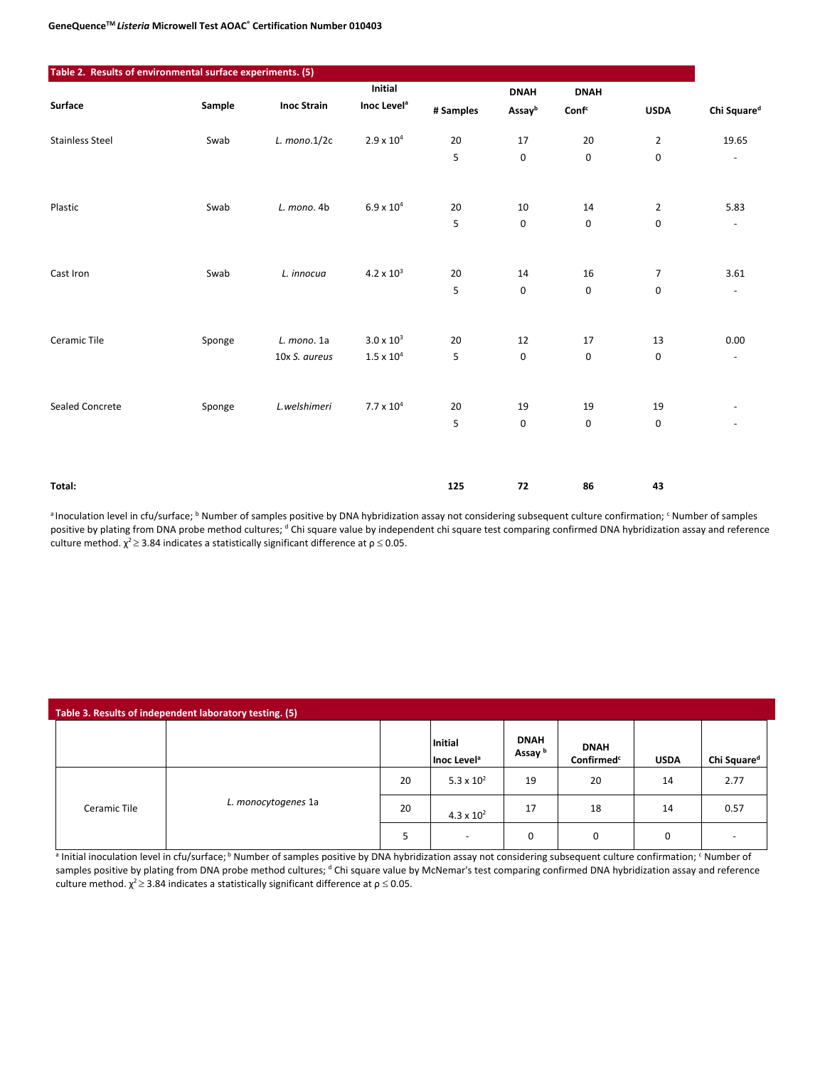**Table 2. Results of environmental surface experiments. (5)**

| Surface | Sample | Inoc Strain | Initial Inoc Level[a] | # Samples | DNAH Assay[b] | DNAH Conf[c] | USDA | Chi Square[d] |
|---|---|---|---|---|---|---|---|---|
| Stainless Steel | Swab | *L. mono.*1/2c | $2.9 \times 10^4$ | 20 | 17 | 20 | 2 | 19.65 |
| | | | | 5 | 0 | 0 | 0 | - |
| Plastic | Swab | *L. mono.* 4b | $6.9 \times 10^4$ | 20 | 10 | 14 | 2 | 5.83 |
| | | | | 5 | 0 | 0 | 0 | - |
| Cast Iron | Swab | *L. innocua* | $4.2 \times 10^3$ | 20 | 14 | 16 | 7 | 3.61 |
| | | | | 5 | 0 | 0 | 0 | - |
| Ceramic Tile | Sponge | *L. mono.* 1a | $3.0 \times 10^3$ | 20 | 12 | 17 | 13 | 0.00 |
| | | 10x *S. aureus* | $1.5 \times 10^4$ | 5 | 0 | 0 | 0 | - |
| Sealed Concrete | Sponge | *L.welshimeri* | $7.7 \times 10^4$ | 20 | 19 | 19 | 19 | - |
| | | | | 5 | 0 | 0 | 0 | - |
| **Total:** | | | | **125** | **72** | **86** | **43** | |

[a] Inoculation level in cfu/surface; [b] Number of samples positive by DNA hybridization assay not considering subsequent culture confirmation; [c] Number of samples positive by plating from DNA probe method cultures; [d] Chi square value by independent chi square test comparing confirmed DNA hybridization assay and reference culture method. $\chi^2 \geq 3.84$ indicates a statistically significant difference at $\rho \leq 0.05$.

**Table 3. Results of independent laboratory testing. (5)**

| | | | Initial Inoc Level[a] | DNAH Assay [b] | DNAH Confirmed[c] | USDA | Chi Square[d] |
|---|---|---|---|---|---|---|---|
| Ceramic Tile | *L. monocytogenes* 1a | 20 | $5.3 \times 10^2$ | 19 | 20 | 14 | 2.77 |
| | | 20 | $4.3 \times 10^2$ | 17 | 18 | 14 | 0.57 |
| | | 5 | - | 0 | 0 | 0 | - |

[a] Initial inoculation level in cfu/surface; [b] Number of samples positive by DNA hybridization assay not considering subsequent culture confirmation; [c] Number of samples positive by plating from DNA probe method cultures; [d] Chi square value by McNemar's test comparing confirmed DNA hybridization assay and reference culture method. $\chi^2 \geq 3.84$ indicates a statistically significant difference at $\rho \leq 0.05$.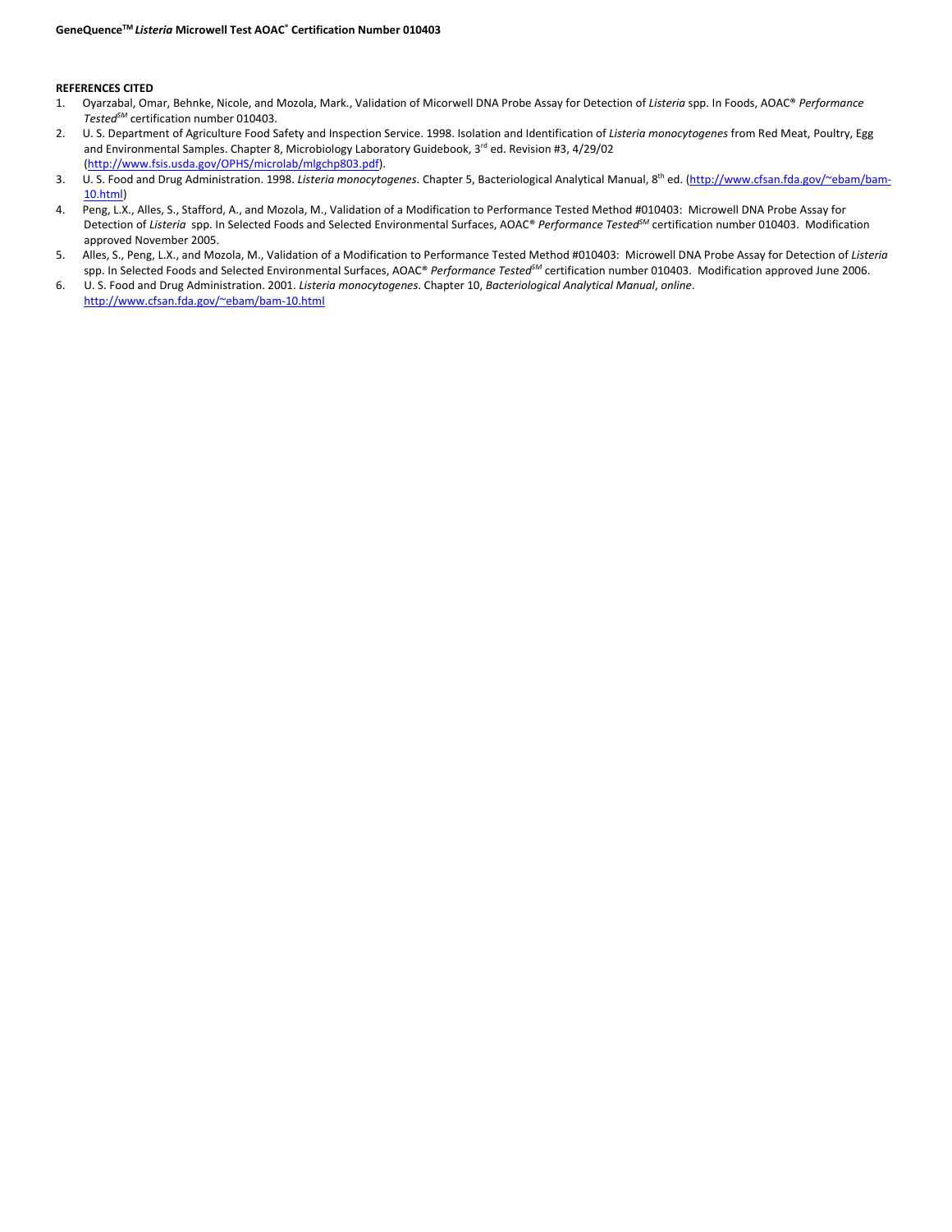## REFERENCES CITED

1. Oyarzabal, Omar, Behnke, Nicole, and Mozola, Mark., Validation of Micorwell DNA Probe Assay for Detection of *Listeria* spp. In Foods, AOAC® *Performance Tested*[SM] certification number 010403.
2. U. S. Department of Agriculture Food Safety and Inspection Service. 1998. Isolation and Identification of *Listeria monocytogenes* from Red Meat, Poultry, Egg and Environmental Samples. Chapter 8, Microbiology Laboratory Guidebook, 3rd ed. Revision #3, 4/29/02 (http://www.fsis.usda.gov/OPHS/microlab/mlgchp803.pdf).
3. U. S. Food and Drug Administration. 1998. *Listeria monocytogenes*. Chapter 5, Bacteriological Analytical Manual, 8th ed. (http://www.cfsan.fda.gov/~ebam/bam-10.html)
4. Peng, L.X., Alles, S., Stafford, A., and Mozola, M., Validation of a Modification to Performance Tested Method #010403: Microwell DNA Probe Assay for Detection of *Listeria* spp. In Selected Foods and Selected Environmental Surfaces, AOAC® *Performance Tested*[SM] certification number 010403. Modification approved November 2005.
5. Alles, S., Peng, L.X., and Mozola, M., Validation of a Modification to Performance Tested Method #010403: Microwell DNA Probe Assay for Detection of *Listeria* spp. In Selected Foods and Selected Environmental Surfaces, AOAC® *Performance Tested*[SM] certification number 010403. Modification approved June 2006.
6. U. S. Food and Drug Administration. 2001. *Listeria monocytogenes*. Chapter 10, *Bacteriological Analytical Manual*, *online*. http://www.cfsan.fda.gov/~ebam/bam-10.html